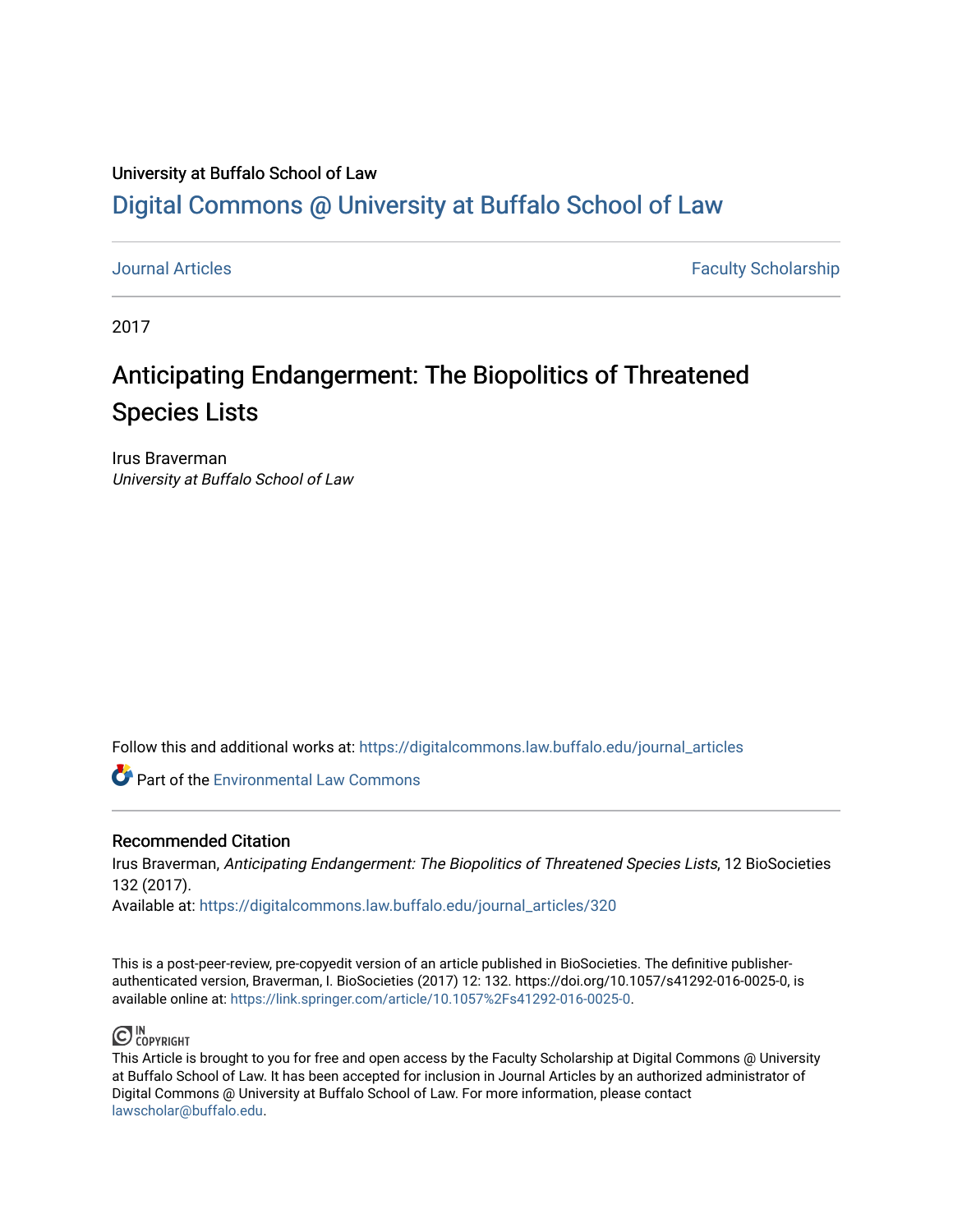University at Buffalo School of Law

# Digital Commons @ University at Buffalo School of Law

Journal Articles | Faculty Scholarship

2017

# Anticipating Endangerment: The Biopolitics of Threatened Species Lists

Irus Braverman
*University at Buffalo School of Law*

Follow this and additional works at: https://digitalcommons.law.buffalo.edu/journal_articles

Part of the Environmental Law Commons

### Recommended Citation

Irus Braverman, *Anticipating Endangerment: The Biopolitics of Threatened Species Lists*, 12 BioSocieties 132 (2017).
Available at: https://digitalcommons.law.buffalo.edu/journal_articles/320

This is a post-peer-review, pre-copyedit version of an article published in BioSocieties. The definitive publisher-authenticated version, Braverman, I. BioSocieties (2017) 12: 132. https://doi.org/10.1057/s41292-016-0025-0, is available online at: https://link.springer.com/article/10.1057%2Fs41292-016-0025-0.

IN COPYRIGHT

This Article is brought to you for free and open access by the Faculty Scholarship at Digital Commons @ University at Buffalo School of Law. It has been accepted for inclusion in Journal Articles by an authorized administrator of Digital Commons @ University at Buffalo School of Law. For more information, please contact lawscholar@buffalo.edu.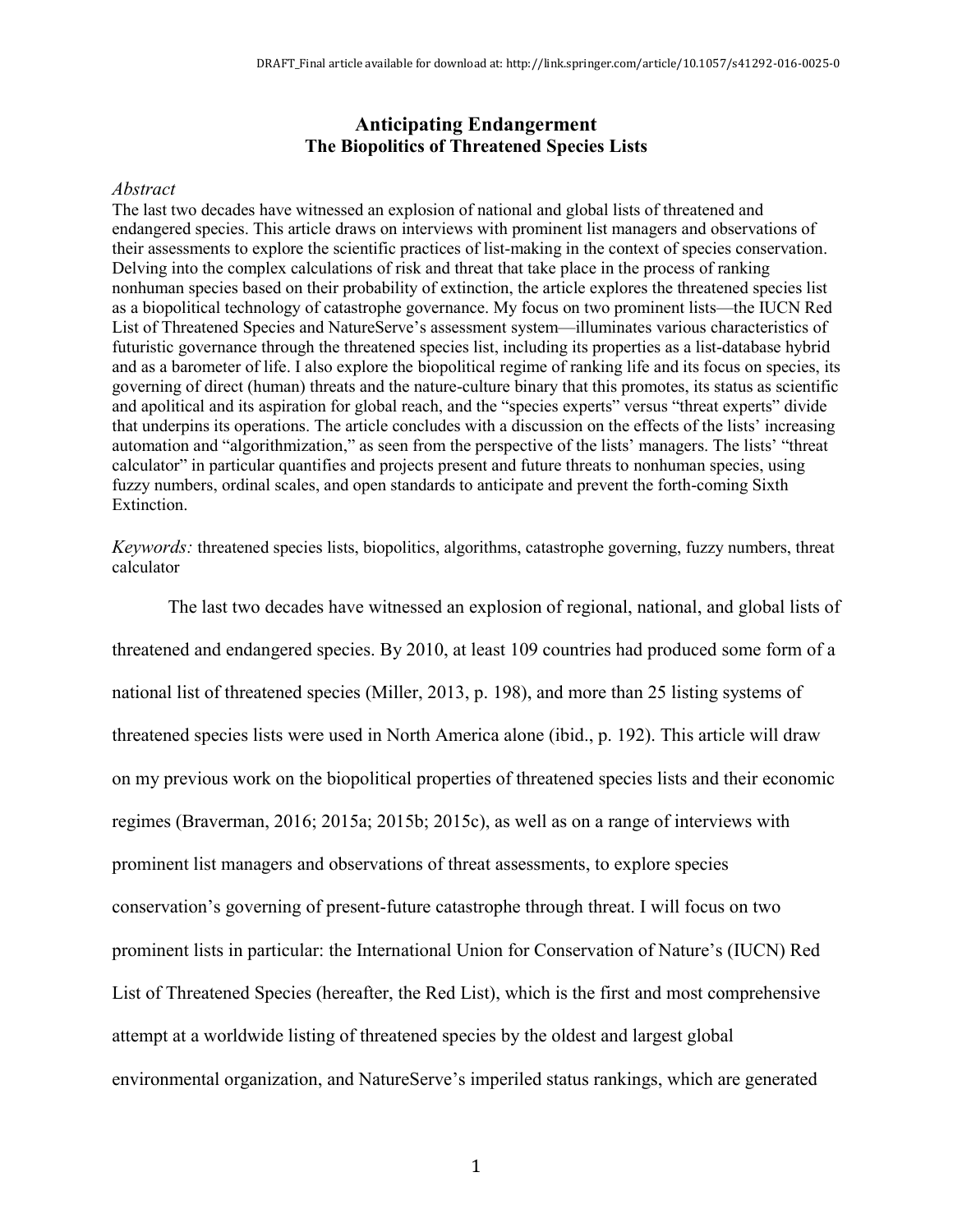# Anticipating Endangerment
## The Biopolitics of Threatened Species Lists

*Abstract*

The last two decades have witnessed an explosion of national and global lists of threatened and endangered species. This article draws on interviews with prominent list managers and observations of their assessments to explore the scientific practices of list-making in the context of species conservation. Delving into the complex calculations of risk and threat that take place in the process of ranking nonhuman species based on their probability of extinction, the article explores the threatened species list as a biopolitical technology of catastrophe governance. My focus on two prominent lists—the IUCN Red List of Threatened Species and NatureServe's assessment system—illuminates various characteristics of futuristic governance through the threatened species list, including its properties as a list-database hybrid and as a barometer of life. I also explore the biopolitical regime of ranking life and its focus on species, its governing of direct (human) threats and the nature-culture binary that this promotes, its status as scientific and apolitical and its aspiration for global reach, and the "species experts" versus "threat experts" divide that underpins its operations. The article concludes with a discussion on the effects of the lists' increasing automation and "algorithmization," as seen from the perspective of the lists' managers. The lists' "threat calculator" in particular quantifies and projects present and future threats to nonhuman species, using fuzzy numbers, ordinal scales, and open standards to anticipate and prevent the forth-coming Sixth Extinction.

*Keywords:* threatened species lists, biopolitics, algorithms, catastrophe governing, fuzzy numbers, threat calculator

The last two decades have witnessed an explosion of regional, national, and global lists of threatened and endangered species. By 2010, at least 109 countries had produced some form of a national list of threatened species (Miller, 2013, p. 198), and more than 25 listing systems of threatened species lists were used in North America alone (ibid., p. 192). This article will draw on my previous work on the biopolitical properties of threatened species lists and their economic regimes (Braverman, 2016; 2015a; 2015b; 2015c), as well as on a range of interviews with prominent list managers and observations of threat assessments, to explore species conservation's governing of present-future catastrophe through threat. I will focus on two prominent lists in particular: the International Union for Conservation of Nature's (IUCN) Red List of Threatened Species (hereafter, the Red List), which is the first and most comprehensive attempt at a worldwide listing of threatened species by the oldest and largest global environmental organization, and NatureServe's imperiled status rankings, which are generated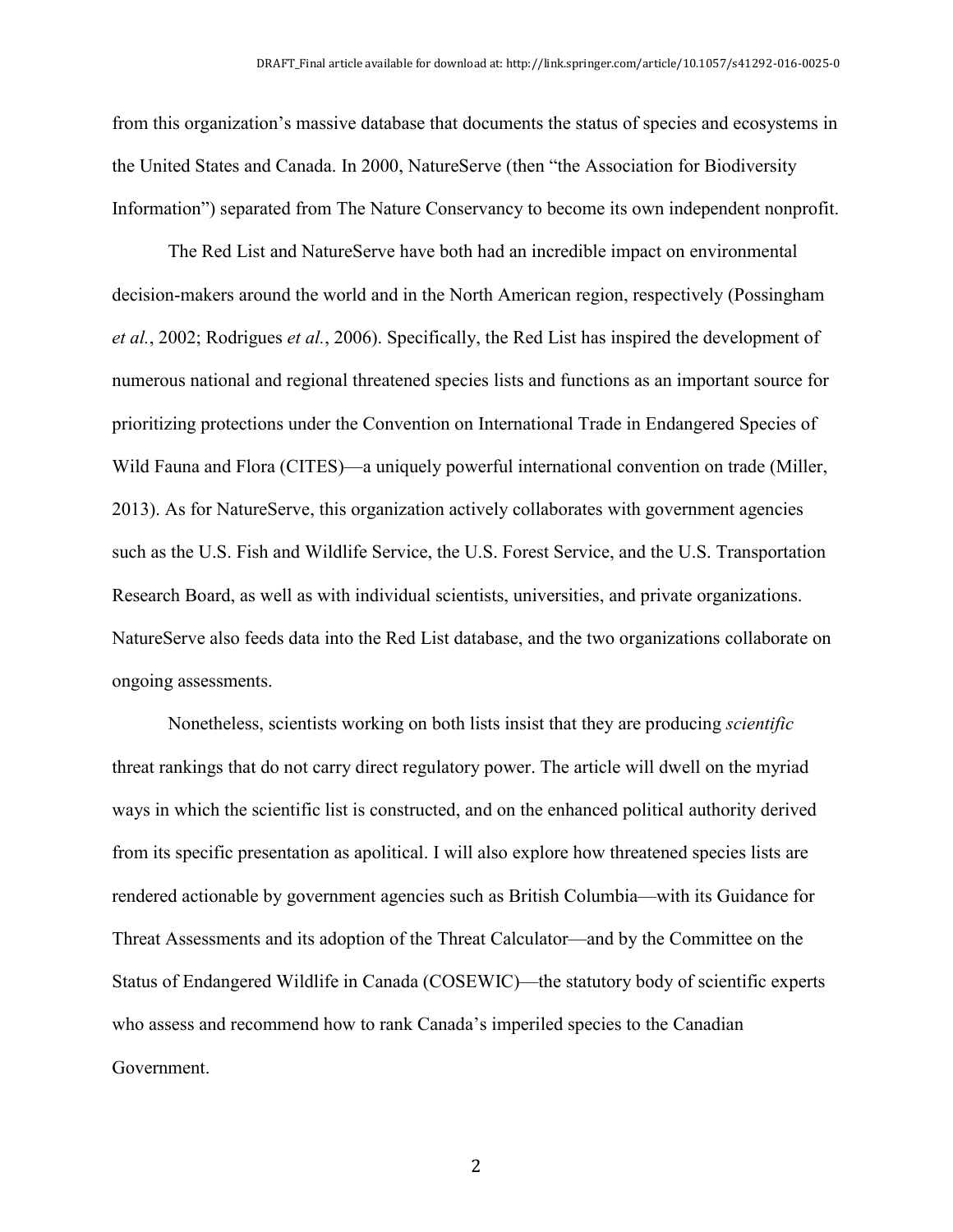from this organization's massive database that documents the status of species and ecosystems in the United States and Canada. In 2000, NatureServe (then "the Association for Biodiversity Information") separated from The Nature Conservancy to become its own independent nonprofit.

The Red List and NatureServe have both had an incredible impact on environmental decision-makers around the world and in the North American region, respectively (Possingham *et al.*, 2002; Rodrigues *et al.*, 2006). Specifically, the Red List has inspired the development of numerous national and regional threatened species lists and functions as an important source for prioritizing protections under the Convention on International Trade in Endangered Species of Wild Fauna and Flora (CITES)—a uniquely powerful international convention on trade (Miller, 2013). As for NatureServe, this organization actively collaborates with government agencies such as the U.S. Fish and Wildlife Service, the U.S. Forest Service, and the U.S. Transportation Research Board, as well as with individual scientists, universities, and private organizations. NatureServe also feeds data into the Red List database, and the two organizations collaborate on ongoing assessments.

Nonetheless, scientists working on both lists insist that they are producing *scientific* threat rankings that do not carry direct regulatory power. The article will dwell on the myriad ways in which the scientific list is constructed, and on the enhanced political authority derived from its specific presentation as apolitical. I will also explore how threatened species lists are rendered actionable by government agencies such as British Columbia—with its Guidance for Threat Assessments and its adoption of the Threat Calculator—and by the Committee on the Status of Endangered Wildlife in Canada (COSEWIC)—the statutory body of scientific experts who assess and recommend how to rank Canada's imperiled species to the Canadian Government.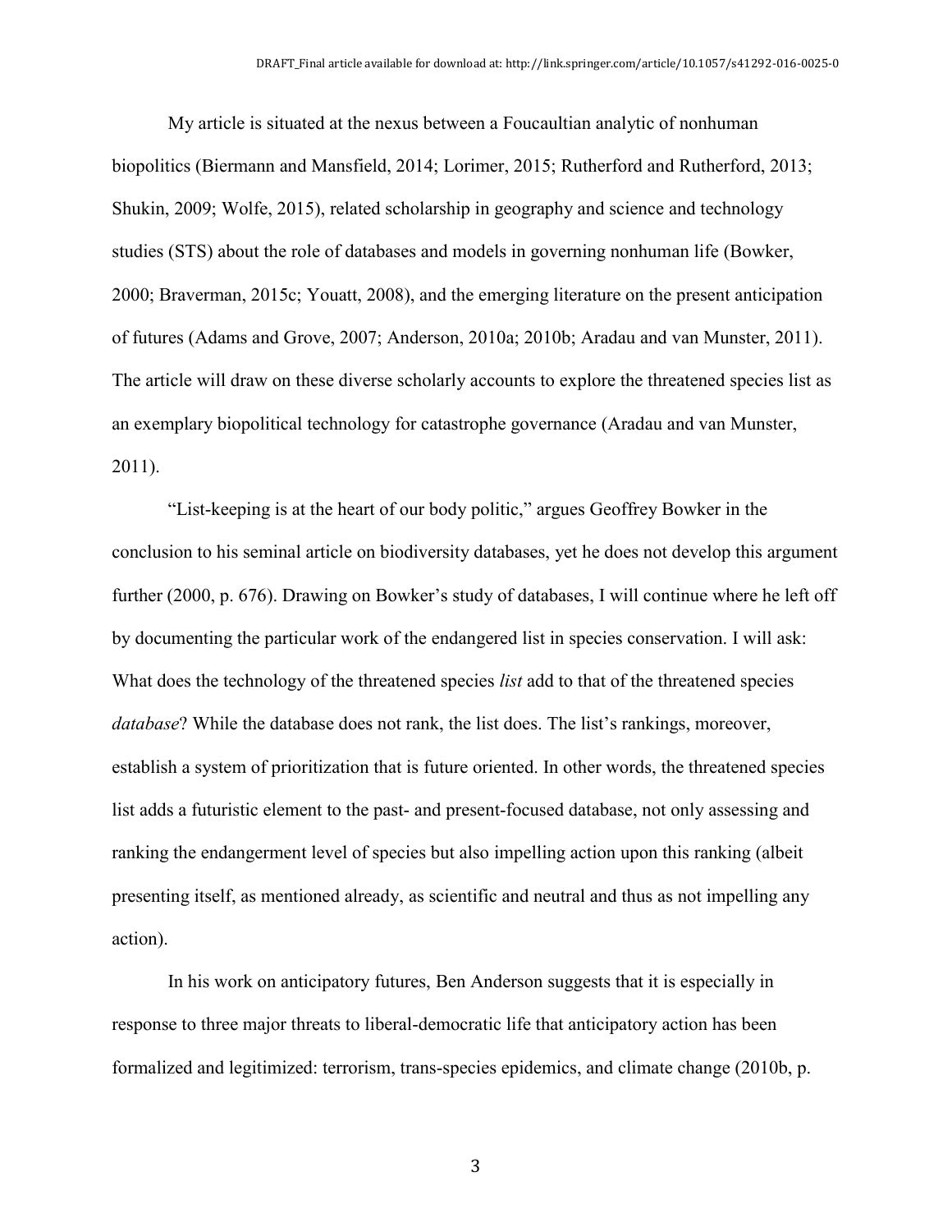My article is situated at the nexus between a Foucaultian analytic of nonhuman biopolitics (Biermann and Mansfield, 2014; Lorimer, 2015; Rutherford and Rutherford, 2013; Shukin, 2009; Wolfe, 2015), related scholarship in geography and science and technology studies (STS) about the role of databases and models in governing nonhuman life (Bowker, 2000; Braverman, 2015c; Youatt, 2008), and the emerging literature on the present anticipation of futures (Adams and Grove, 2007; Anderson, 2010a; 2010b; Aradau and van Munster, 2011). The article will draw on these diverse scholarly accounts to explore the threatened species list as an exemplary biopolitical technology for catastrophe governance (Aradau and van Munster, 2011).

"List-keeping is at the heart of our body politic," argues Geoffrey Bowker in the conclusion to his seminal article on biodiversity databases, yet he does not develop this argument further (2000, p. 676). Drawing on Bowker's study of databases, I will continue where he left off by documenting the particular work of the endangered list in species conservation. I will ask: What does the technology of the threatened species *list* add to that of the threatened species *database*? While the database does not rank, the list does. The list's rankings, moreover, establish a system of prioritization that is future oriented. In other words, the threatened species list adds a futuristic element to the past- and present-focused database, not only assessing and ranking the endangerment level of species but also impelling action upon this ranking (albeit presenting itself, as mentioned already, as scientific and neutral and thus as not impelling any action).

In his work on anticipatory futures, Ben Anderson suggests that it is especially in response to three major threats to liberal-democratic life that anticipatory action has been formalized and legitimized: terrorism, trans-species epidemics, and climate change (2010b, p.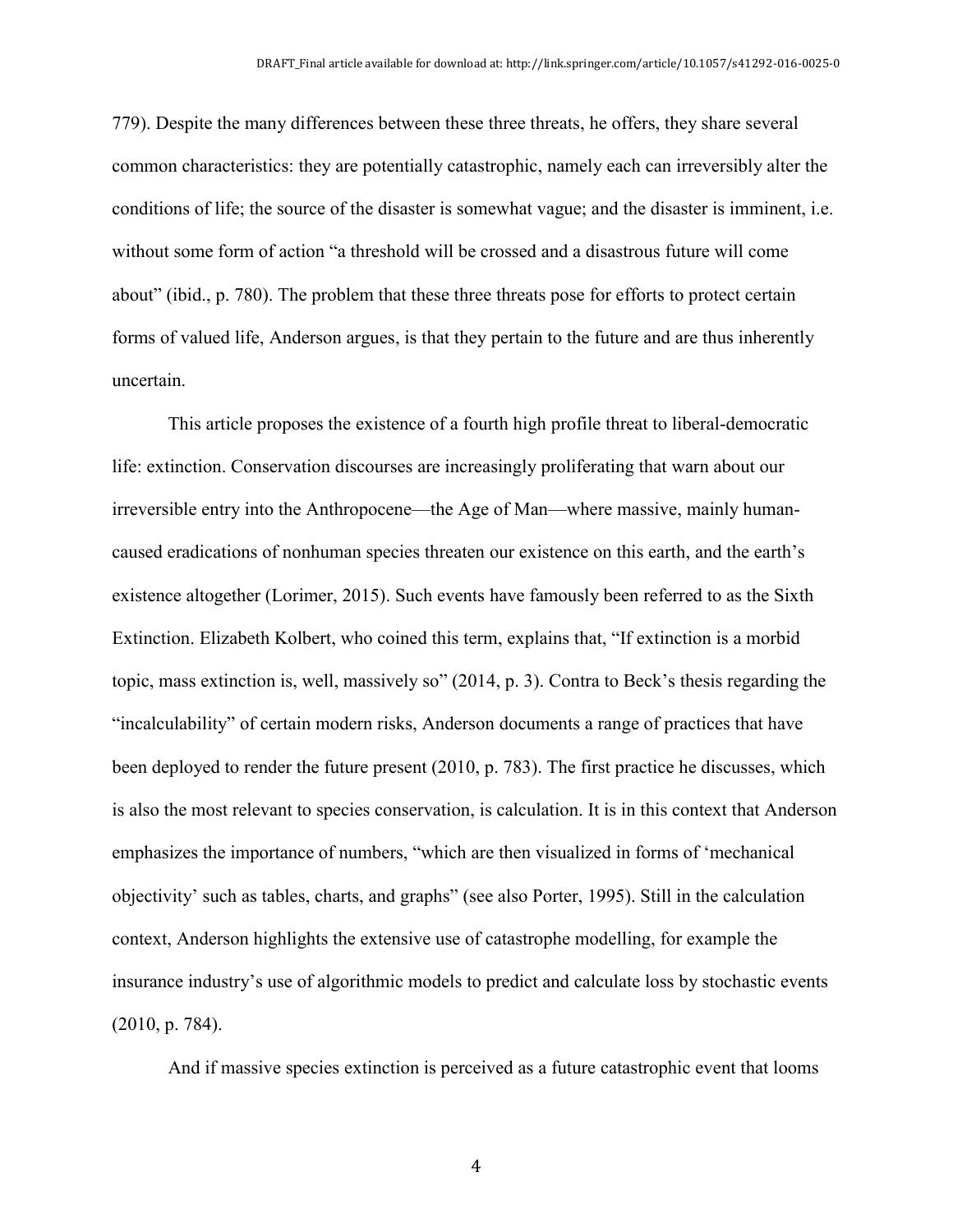779). Despite the many differences between these three threats, he offers, they share several common characteristics: they are potentially catastrophic, namely each can irreversibly alter the conditions of life; the source of the disaster is somewhat vague; and the disaster is imminent, i.e. without some form of action "a threshold will be crossed and a disastrous future will come about" (ibid., p. 780). The problem that these three threats pose for efforts to protect certain forms of valued life, Anderson argues, is that they pertain to the future and are thus inherently uncertain.

This article proposes the existence of a fourth high profile threat to liberal-democratic life: extinction. Conservation discourses are increasingly proliferating that warn about our irreversible entry into the Anthropocene—the Age of Man—where massive, mainly human-caused eradications of nonhuman species threaten our existence on this earth, and the earth's existence altogether (Lorimer, 2015). Such events have famously been referred to as the Sixth Extinction. Elizabeth Kolbert, who coined this term, explains that, "If extinction is a morbid topic, mass extinction is, well, massively so" (2014, p. 3). Contra to Beck's thesis regarding the "incalculability" of certain modern risks, Anderson documents a range of practices that have been deployed to render the future present (2010, p. 783). The first practice he discusses, which is also the most relevant to species conservation, is calculation. It is in this context that Anderson emphasizes the importance of numbers, "which are then visualized in forms of 'mechanical objectivity' such as tables, charts, and graphs" (see also Porter, 1995). Still in the calculation context, Anderson highlights the extensive use of catastrophe modelling, for example the insurance industry's use of algorithmic models to predict and calculate loss by stochastic events (2010, p. 784).

And if massive species extinction is perceived as a future catastrophic event that looms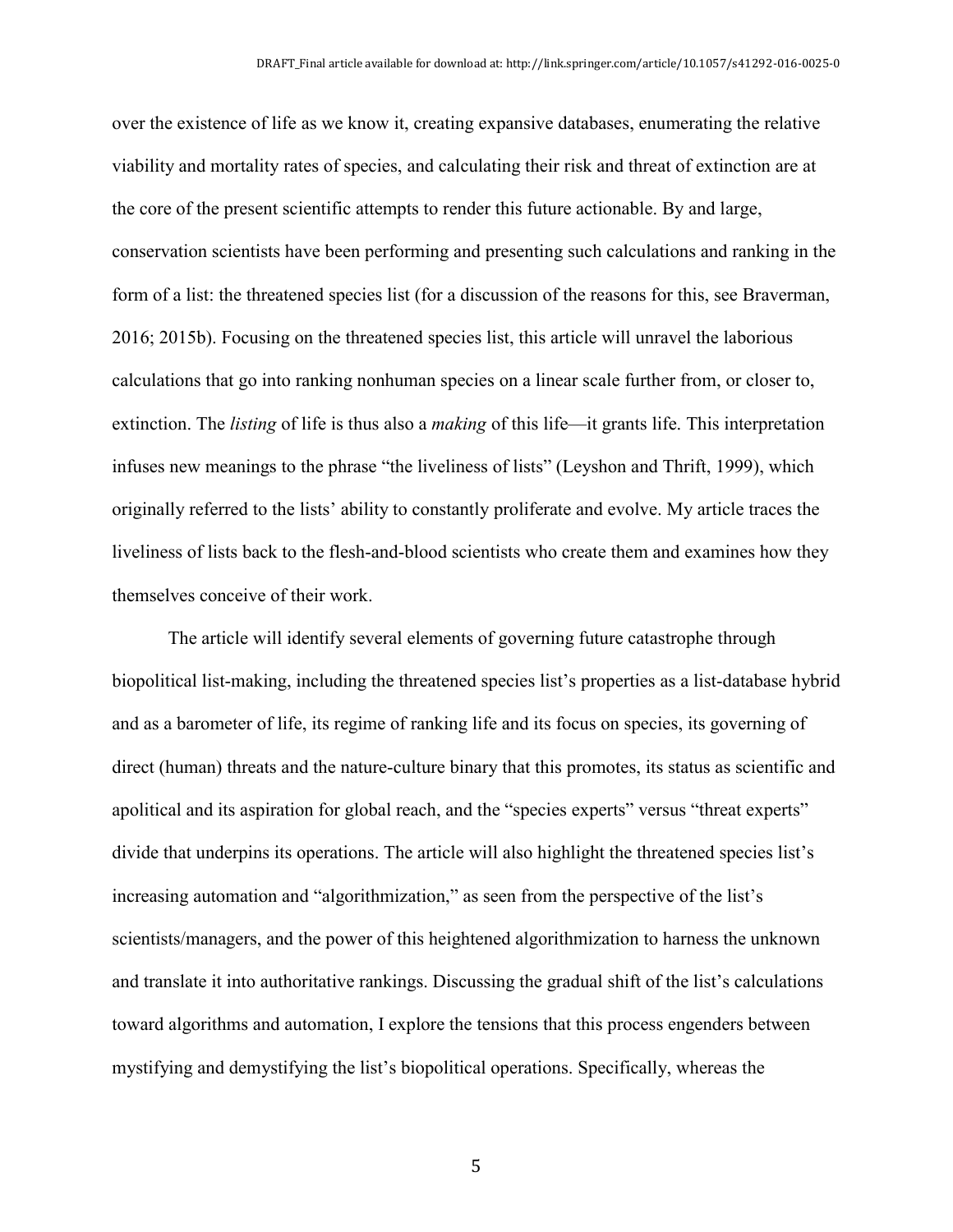over the existence of life as we know it, creating expansive databases, enumerating the relative viability and mortality rates of species, and calculating their risk and threat of extinction are at the core of the present scientific attempts to render this future actionable. By and large, conservation scientists have been performing and presenting such calculations and ranking in the form of a list: the threatened species list (for a discussion of the reasons for this, see Braverman, 2016; 2015b). Focusing on the threatened species list, this article will unravel the laborious calculations that go into ranking nonhuman species on a linear scale further from, or closer to, extinction. The *listing* of life is thus also a *making* of this life—it grants life. This interpretation infuses new meanings to the phrase "the liveliness of lists" (Leyshon and Thrift, 1999), which originally referred to the lists' ability to constantly proliferate and evolve. My article traces the liveliness of lists back to the flesh-and-blood scientists who create them and examines how they themselves conceive of their work.

The article will identify several elements of governing future catastrophe through biopolitical list-making, including the threatened species list's properties as a list-database hybrid and as a barometer of life, its regime of ranking life and its focus on species, its governing of direct (human) threats and the nature-culture binary that this promotes, its status as scientific and apolitical and its aspiration for global reach, and the "species experts" versus "threat experts" divide that underpins its operations. The article will also highlight the threatened species list's increasing automation and "algorithmization," as seen from the perspective of the list's scientists/managers, and the power of this heightened algorithmization to harness the unknown and translate it into authoritative rankings. Discussing the gradual shift of the list's calculations toward algorithms and automation, I explore the tensions that this process engenders between mystifying and demystifying the list's biopolitical operations. Specifically, whereas the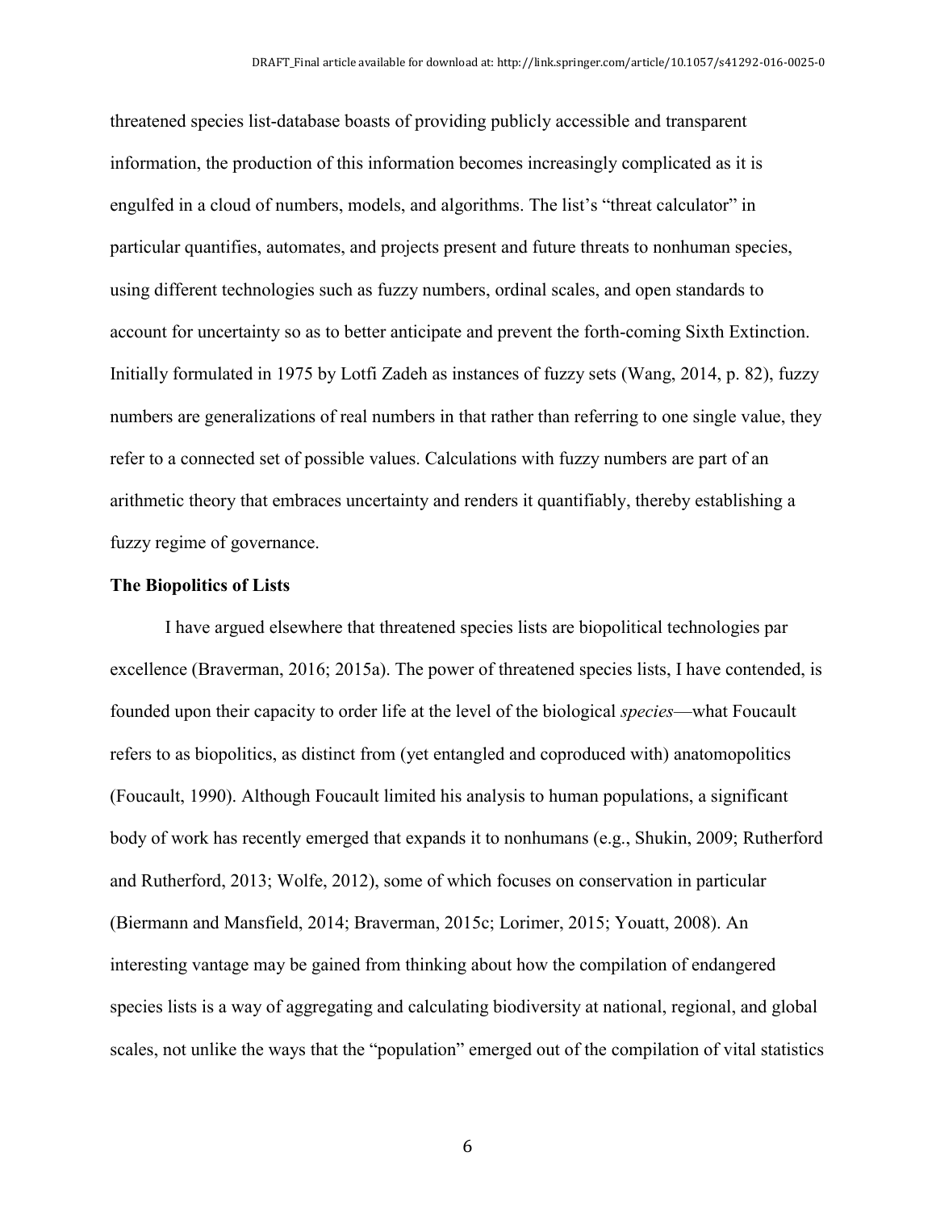threatened species list-database boasts of providing publicly accessible and transparent information, the production of this information becomes increasingly complicated as it is engulfed in a cloud of numbers, models, and algorithms. The list's "threat calculator" in particular quantifies, automates, and projects present and future threats to nonhuman species, using different technologies such as fuzzy numbers, ordinal scales, and open standards to account for uncertainty so as to better anticipate and prevent the forth-coming Sixth Extinction. Initially formulated in 1975 by Lotfi Zadeh as instances of fuzzy sets (Wang, 2014, p. 82), fuzzy numbers are generalizations of real numbers in that rather than referring to one single value, they refer to a connected set of possible values. Calculations with fuzzy numbers are part of an arithmetic theory that embraces uncertainty and renders it quantifiably, thereby establishing a fuzzy regime of governance.

**The Biopolitics of Lists**

I have argued elsewhere that threatened species lists are biopolitical technologies par excellence (Braverman, 2016; 2015a). The power of threatened species lists, I have contended, is founded upon their capacity to order life at the level of the biological *species*—what Foucault refers to as biopolitics, as distinct from (yet entangled and coproduced with) anatomopolitics (Foucault, 1990). Although Foucault limited his analysis to human populations, a significant body of work has recently emerged that expands it to nonhumans (e.g., Shukin, 2009; Rutherford and Rutherford, 2013; Wolfe, 2012), some of which focuses on conservation in particular (Biermann and Mansfield, 2014; Braverman, 2015c; Lorimer, 2015; Youatt, 2008). An interesting vantage may be gained from thinking about how the compilation of endangered species lists is a way of aggregating and calculating biodiversity at national, regional, and global scales, not unlike the ways that the "population" emerged out of the compilation of vital statistics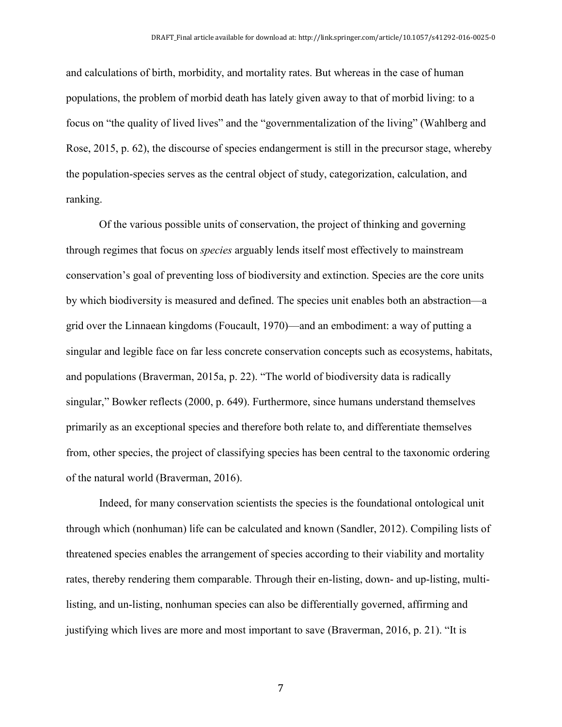and calculations of birth, morbidity, and mortality rates. But whereas in the case of human populations, the problem of morbid death has lately given away to that of morbid living: to a focus on "the quality of lived lives" and the "governmentalization of the living" (Wahlberg and Rose, 2015, p. 62), the discourse of species endangerment is still in the precursor stage, whereby the population-species serves as the central object of study, categorization, calculation, and ranking.

Of the various possible units of conservation, the project of thinking and governing through regimes that focus on *species* arguably lends itself most effectively to mainstream conservation's goal of preventing loss of biodiversity and extinction. Species are the core units by which biodiversity is measured and defined. The species unit enables both an abstraction—a grid over the Linnaean kingdoms (Foucault, 1970)—and an embodiment: a way of putting a singular and legible face on far less concrete conservation concepts such as ecosystems, habitats, and populations (Braverman, 2015a, p. 22). "The world of biodiversity data is radically singular," Bowker reflects (2000, p. 649). Furthermore, since humans understand themselves primarily as an exceptional species and therefore both relate to, and differentiate themselves from, other species, the project of classifying species has been central to the taxonomic ordering of the natural world (Braverman, 2016).

Indeed, for many conservation scientists the species is the foundational ontological unit through which (nonhuman) life can be calculated and known (Sandler, 2012). Compiling lists of threatened species enables the arrangement of species according to their viability and mortality rates, thereby rendering them comparable. Through their en-listing, down- and up-listing, multi-listing, and un-listing, nonhuman species can also be differentially governed, affirming and justifying which lives are more and most important to save (Braverman, 2016, p. 21). "It is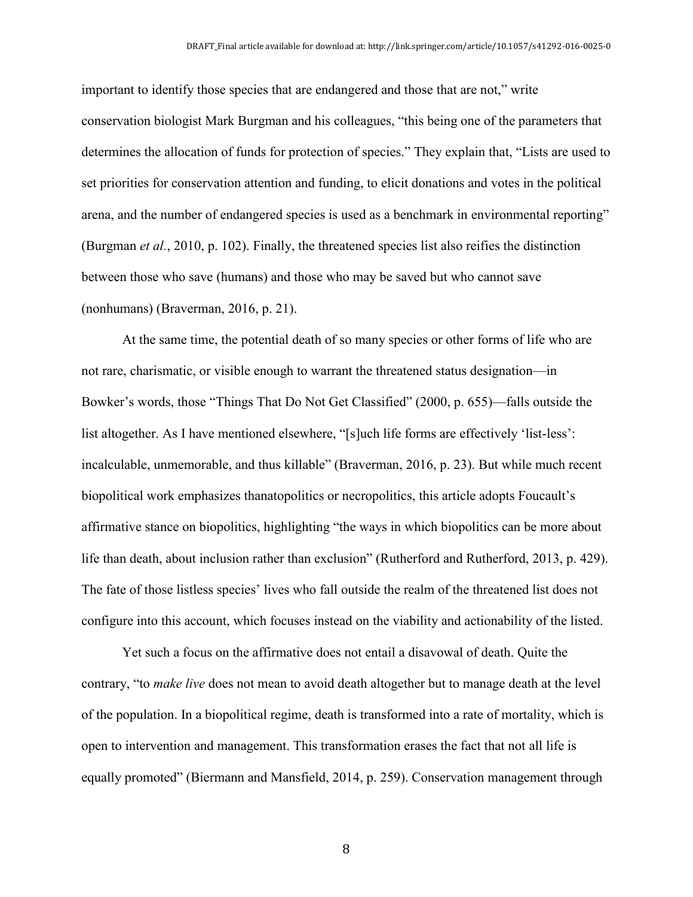important to identify those species that are endangered and those that are not," write conservation biologist Mark Burgman and his colleagues, "this being one of the parameters that determines the allocation of funds for protection of species." They explain that, "Lists are used to set priorities for conservation attention and funding, to elicit donations and votes in the political arena, and the number of endangered species is used as a benchmark in environmental reporting" (Burgman *et al.*, 2010, p. 102). Finally, the threatened species list also reifies the distinction between those who save (humans) and those who may be saved but who cannot save (nonhumans) (Braverman, 2016, p. 21).

At the same time, the potential death of so many species or other forms of life who are not rare, charismatic, or visible enough to warrant the threatened status designation—in Bowker's words, those "Things That Do Not Get Classified" (2000, p. 655)—falls outside the list altogether. As I have mentioned elsewhere, "[s]uch life forms are effectively 'list-less': incalculable, unmemorable, and thus killable" (Braverman, 2016, p. 23). But while much recent biopolitical work emphasizes thanatopolitics or necropolitics, this article adopts Foucault's affirmative stance on biopolitics, highlighting "the ways in which biopolitics can be more about life than death, about inclusion rather than exclusion" (Rutherford and Rutherford, 2013, p. 429). The fate of those listless species' lives who fall outside the realm of the threatened list does not configure into this account, which focuses instead on the viability and actionability of the listed.

Yet such a focus on the affirmative does not entail a disavowal of death. Quite the contrary, "to *make live* does not mean to avoid death altogether but to manage death at the level of the population. In a biopolitical regime, death is transformed into a rate of mortality, which is open to intervention and management. This transformation erases the fact that not all life is equally promoted" (Biermann and Mansfield, 2014, p. 259). Conservation management through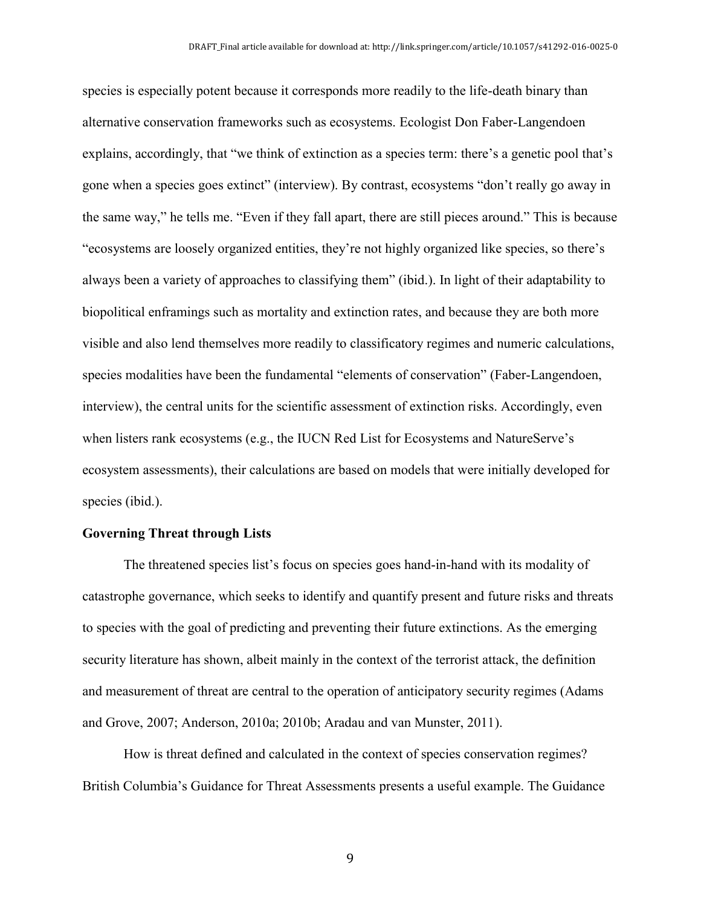species is especially potent because it corresponds more readily to the life-death binary than alternative conservation frameworks such as ecosystems. Ecologist Don Faber-Langendoen explains, accordingly, that "we think of extinction as a species term: there's a genetic pool that's gone when a species goes extinct" (interview). By contrast, ecosystems "don't really go away in the same way," he tells me. "Even if they fall apart, there are still pieces around." This is because "ecosystems are loosely organized entities, they're not highly organized like species, so there's always been a variety of approaches to classifying them" (ibid.). In light of their adaptability to biopolitical enframings such as mortality and extinction rates, and because they are both more visible and also lend themselves more readily to classificatory regimes and numeric calculations, species modalities have been the fundamental "elements of conservation" (Faber-Langendoen, interview), the central units for the scientific assessment of extinction risks. Accordingly, even when listers rank ecosystems (e.g., the IUCN Red List for Ecosystems and NatureServe's ecosystem assessments), their calculations are based on models that were initially developed for species (ibid.).

**Governing Threat through Lists**

The threatened species list's focus on species goes hand-in-hand with its modality of catastrophe governance, which seeks to identify and quantify present and future risks and threats to species with the goal of predicting and preventing their future extinctions. As the emerging security literature has shown, albeit mainly in the context of the terrorist attack, the definition and measurement of threat are central to the operation of anticipatory security regimes (Adams and Grove, 2007; Anderson, 2010a; 2010b; Aradau and van Munster, 2011).

How is threat defined and calculated in the context of species conservation regimes? British Columbia's Guidance for Threat Assessments presents a useful example. The Guidance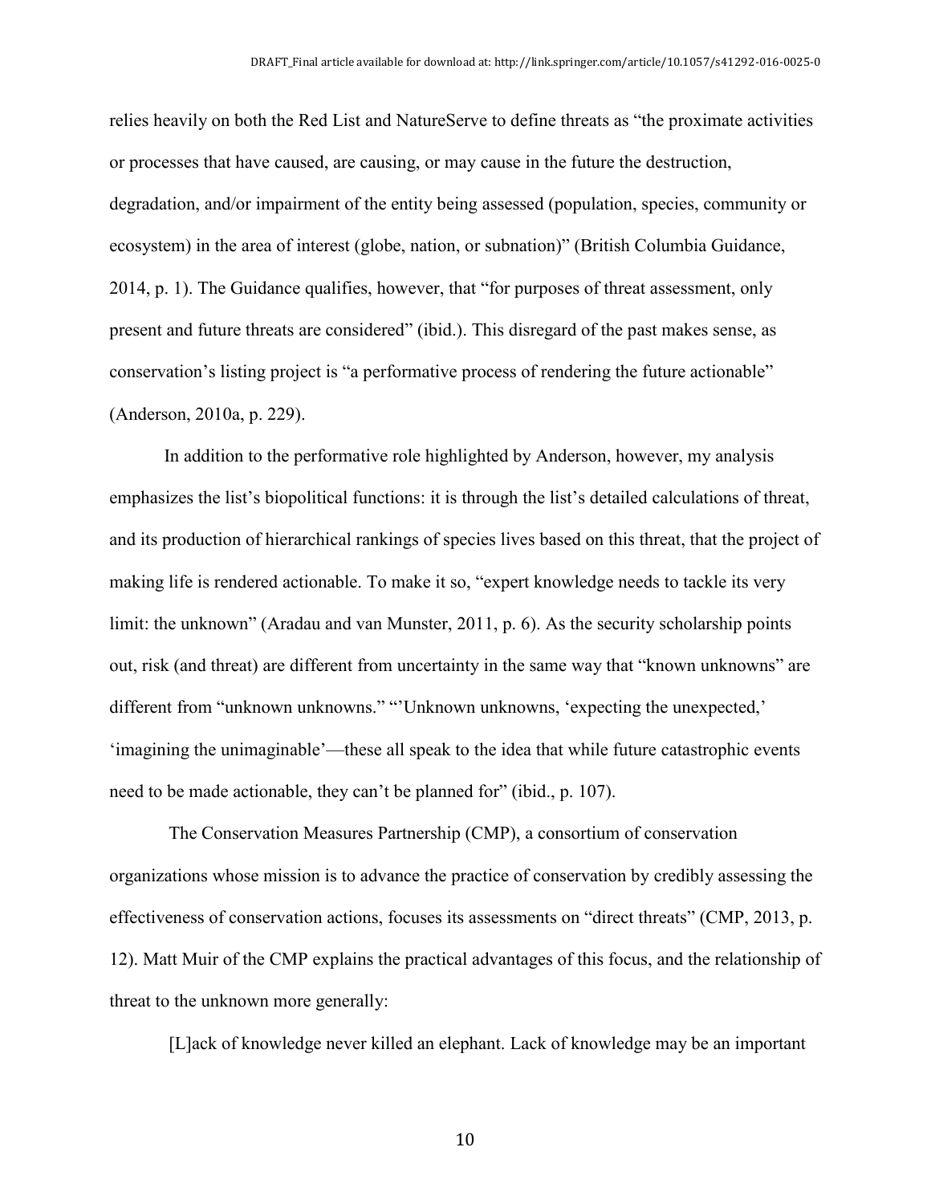relies heavily on both the Red List and NatureServe to define threats as "the proximate activities or processes that have caused, are causing, or may cause in the future the destruction, degradation, and/or impairment of the entity being assessed (population, species, community or ecosystem) in the area of interest (globe, nation, or subnation)" (British Columbia Guidance, 2014, p. 1). The Guidance qualifies, however, that "for purposes of threat assessment, only present and future threats are considered" (ibid.). This disregard of the past makes sense, as conservation's listing project is "a performative process of rendering the future actionable" (Anderson, 2010a, p. 229).

In addition to the performative role highlighted by Anderson, however, my analysis emphasizes the list's biopolitical functions: it is through the list's detailed calculations of threat, and its production of hierarchical rankings of species lives based on this threat, that the project of making life is rendered actionable. To make it so, "expert knowledge needs to tackle its very limit: the unknown" (Aradau and van Munster, 2011, p. 6). As the security scholarship points out, risk (and threat) are different from uncertainty in the same way that "known unknowns" are different from "unknown unknowns." "'Unknown unknowns, 'expecting the unexpected,' 'imagining the unimaginable'—these all speak to the idea that while future catastrophic events need to be made actionable, they can't be planned for" (ibid., p. 107).

The Conservation Measures Partnership (CMP), a consortium of conservation organizations whose mission is to advance the practice of conservation by credibly assessing the effectiveness of conservation actions, focuses its assessments on "direct threats" (CMP, 2013, p. 12). Matt Muir of the CMP explains the practical advantages of this focus, and the relationship of threat to the unknown more generally:

> [L]ack of knowledge never killed an elephant. Lack of knowledge may be an important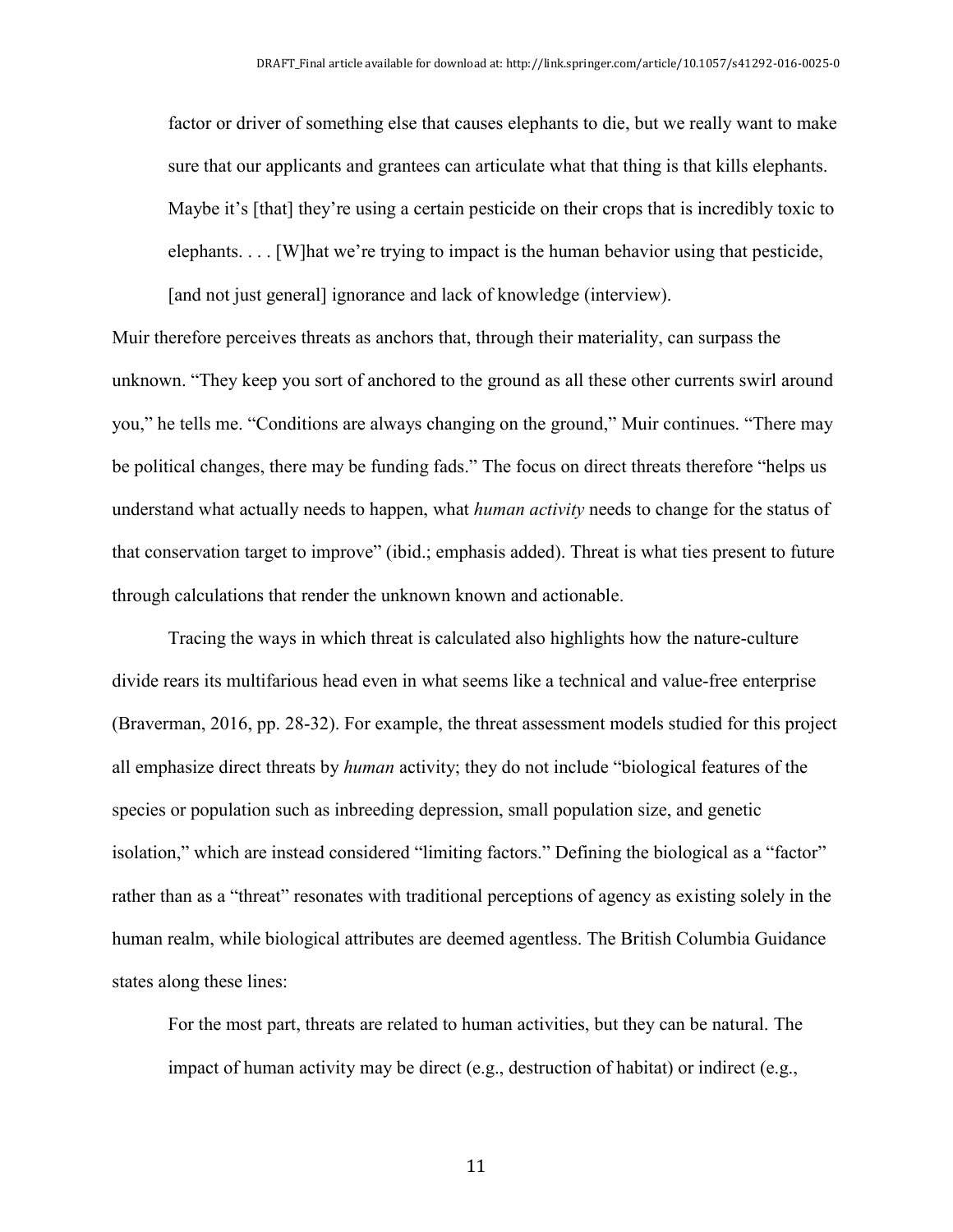> factor or driver of something else that causes elephants to die, but we really want to make sure that our applicants and grantees can articulate what that thing is that kills elephants. Maybe it's [that] they're using a certain pesticide on their crops that is incredibly toxic to elephants. . . . [W]hat we're trying to impact is the human behavior using that pesticide, [and not just general] ignorance and lack of knowledge (interview).

Muir therefore perceives threats as anchors that, through their materiality, can surpass the unknown. "They keep you sort of anchored to the ground as all these other currents swirl around you," he tells me. "Conditions are always changing on the ground," Muir continues. "There may be political changes, there may be funding fads." The focus on direct threats therefore "helps us understand what actually needs to happen, what *human activity* needs to change for the status of that conservation target to improve" (ibid.; emphasis added). Threat is what ties present to future through calculations that render the unknown known and actionable.

Tracing the ways in which threat is calculated also highlights how the nature-culture divide rears its multifarious head even in what seems like a technical and value-free enterprise (Braverman, 2016, pp. 28-32). For example, the threat assessment models studied for this project all emphasize direct threats by *human* activity; they do not include "biological features of the species or population such as inbreeding depression, small population size, and genetic isolation," which are instead considered "limiting factors." Defining the biological as a "factor" rather than as a "threat" resonates with traditional perceptions of agency as existing solely in the human realm, while biological attributes are deemed agentless. The British Columbia Guidance states along these lines:

> For the most part, threats are related to human activities, but they can be natural. The impact of human activity may be direct (e.g., destruction of habitat) or indirect (e.g.,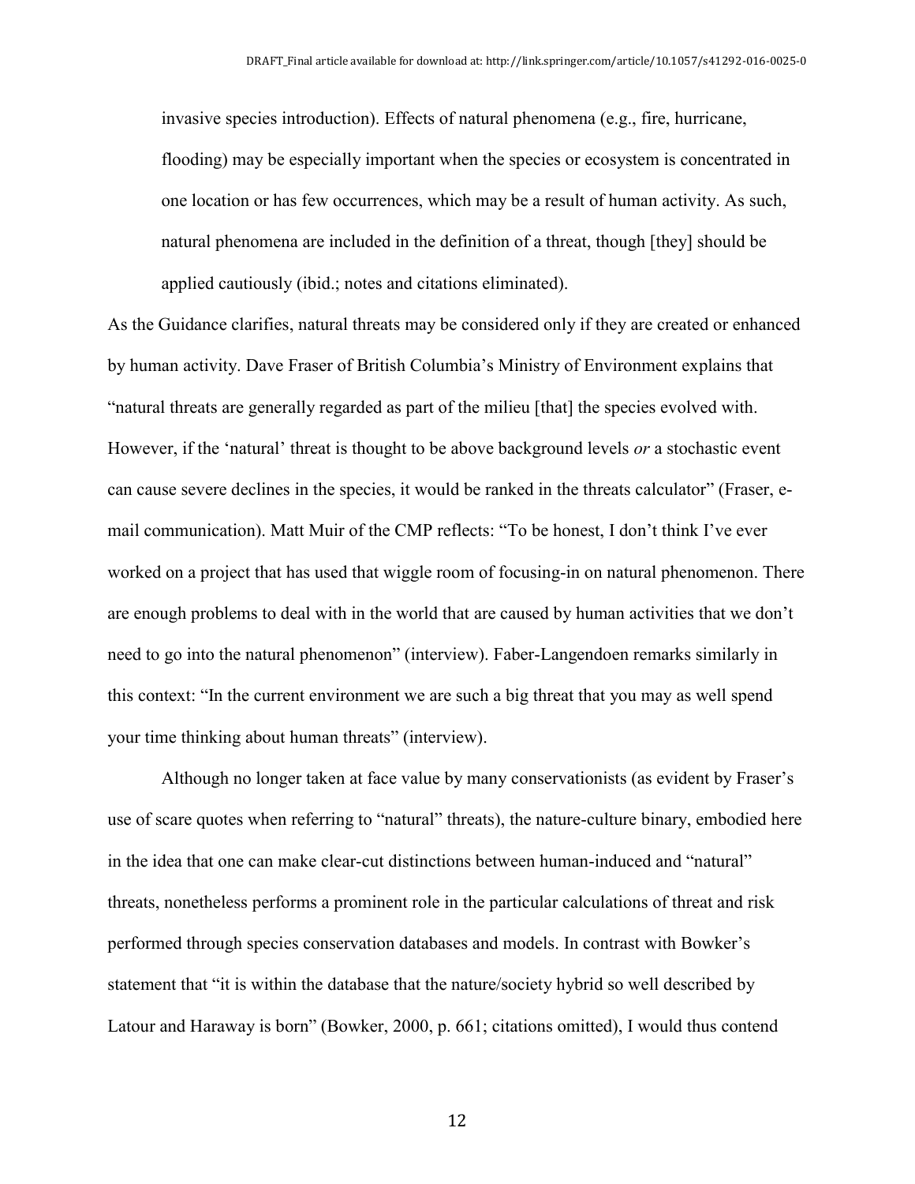> invasive species introduction). Effects of natural phenomena (e.g., fire, hurricane, flooding) may be especially important when the species or ecosystem is concentrated in one location or has few occurrences, which may be a result of human activity. As such, natural phenomena are included in the definition of a threat, though [they] should be applied cautiously (ibid.; notes and citations eliminated).

As the Guidance clarifies, natural threats may be considered only if they are created or enhanced by human activity. Dave Fraser of British Columbia's Ministry of Environment explains that "natural threats are generally regarded as part of the milieu [that] the species evolved with. However, if the 'natural' threat is thought to be above background levels *or* a stochastic event can cause severe declines in the species, it would be ranked in the threats calculator" (Fraser, e-mail communication). Matt Muir of the CMP reflects: "To be honest, I don't think I've ever worked on a project that has used that wiggle room of focusing-in on natural phenomenon. There are enough problems to deal with in the world that are caused by human activities that we don't need to go into the natural phenomenon" (interview). Faber-Langendoen remarks similarly in this context: "In the current environment we are such a big threat that you may as well spend your time thinking about human threats" (interview).

Although no longer taken at face value by many conservationists (as evident by Fraser's use of scare quotes when referring to "natural" threats), the nature-culture binary, embodied here in the idea that one can make clear-cut distinctions between human-induced and "natural" threats, nonetheless performs a prominent role in the particular calculations of threat and risk performed through species conservation databases and models. In contrast with Bowker's statement that "it is within the database that the nature/society hybrid so well described by Latour and Haraway is born" (Bowker, 2000, p. 661; citations omitted), I would thus contend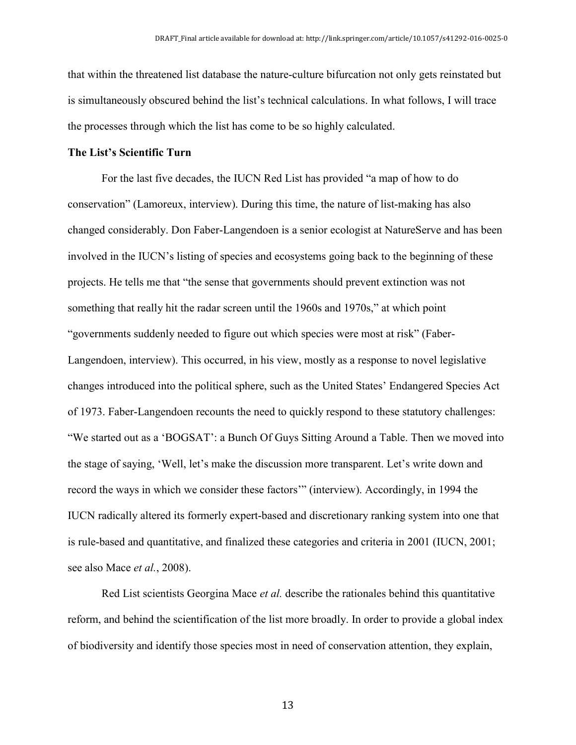that within the threatened list database the nature-culture bifurcation not only gets reinstated but is simultaneously obscured behind the list's technical calculations. In what follows, I will trace the processes through which the list has come to be so highly calculated.

**The List's Scientific Turn**

For the last five decades, the IUCN Red List has provided "a map of how to do conservation" (Lamoreux, interview). During this time, the nature of list-making has also changed considerably. Don Faber-Langendoen is a senior ecologist at NatureServe and has been involved in the IUCN's listing of species and ecosystems going back to the beginning of these projects. He tells me that "the sense that governments should prevent extinction was not something that really hit the radar screen until the 1960s and 1970s," at which point "governments suddenly needed to figure out which species were most at risk" (Faber-Langendoen, interview). This occurred, in his view, mostly as a response to novel legislative changes introduced into the political sphere, such as the United States' Endangered Species Act of 1973. Faber-Langendoen recounts the need to quickly respond to these statutory challenges: "We started out as a 'BOGSAT': a Bunch Of Guys Sitting Around a Table. Then we moved into the stage of saying, 'Well, let's make the discussion more transparent. Let's write down and record the ways in which we consider these factors'" (interview). Accordingly, in 1994 the IUCN radically altered its formerly expert-based and discretionary ranking system into one that is rule-based and quantitative, and finalized these categories and criteria in 2001 (IUCN, 2001; see also Mace *et al.*, 2008).

Red List scientists Georgina Mace *et al.* describe the rationales behind this quantitative reform, and behind the scientification of the list more broadly. In order to provide a global index of biodiversity and identify those species most in need of conservation attention, they explain,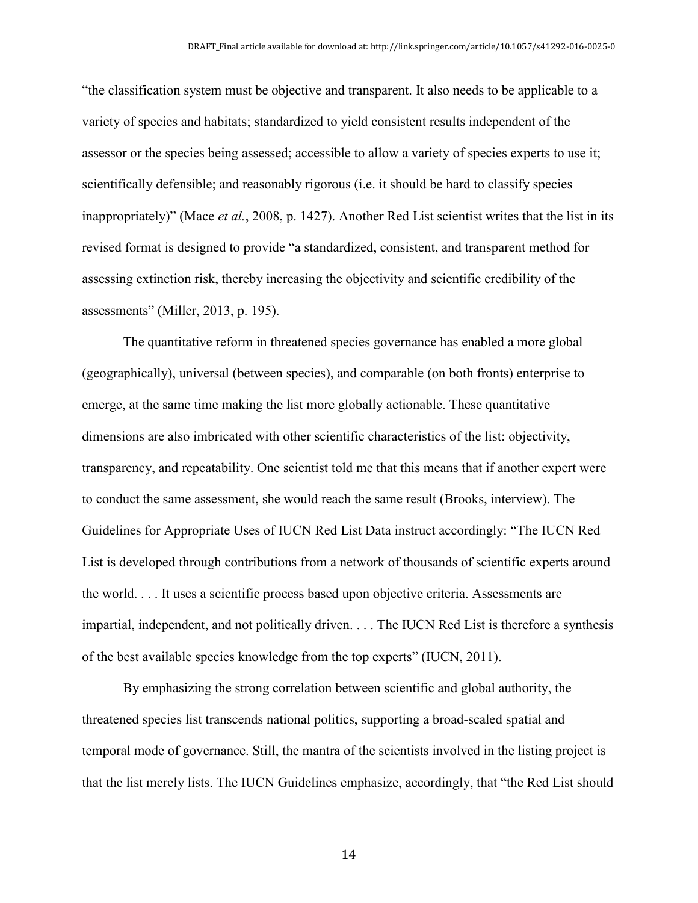"the classification system must be objective and transparent. It also needs to be applicable to a variety of species and habitats; standardized to yield consistent results independent of the assessor or the species being assessed; accessible to allow a variety of species experts to use it; scientifically defensible; and reasonably rigorous (i.e. it should be hard to classify species inappropriately)" (Mace *et al.*, 2008, p. 1427). Another Red List scientist writes that the list in its revised format is designed to provide "a standardized, consistent, and transparent method for assessing extinction risk, thereby increasing the objectivity and scientific credibility of the assessments" (Miller, 2013, p. 195).

The quantitative reform in threatened species governance has enabled a more global (geographically), universal (between species), and comparable (on both fronts) enterprise to emerge, at the same time making the list more globally actionable. These quantitative dimensions are also imbricated with other scientific characteristics of the list: objectivity, transparency, and repeatability. One scientist told me that this means that if another expert were to conduct the same assessment, she would reach the same result (Brooks, interview). The Guidelines for Appropriate Uses of IUCN Red List Data instruct accordingly: "The IUCN Red List is developed through contributions from a network of thousands of scientific experts around the world. . . . It uses a scientific process based upon objective criteria. Assessments are impartial, independent, and not politically driven. . . . The IUCN Red List is therefore a synthesis of the best available species knowledge from the top experts" (IUCN, 2011).

By emphasizing the strong correlation between scientific and global authority, the threatened species list transcends national politics, supporting a broad-scaled spatial and temporal mode of governance. Still, the mantra of the scientists involved in the listing project is that the list merely lists. The IUCN Guidelines emphasize, accordingly, that "the Red List should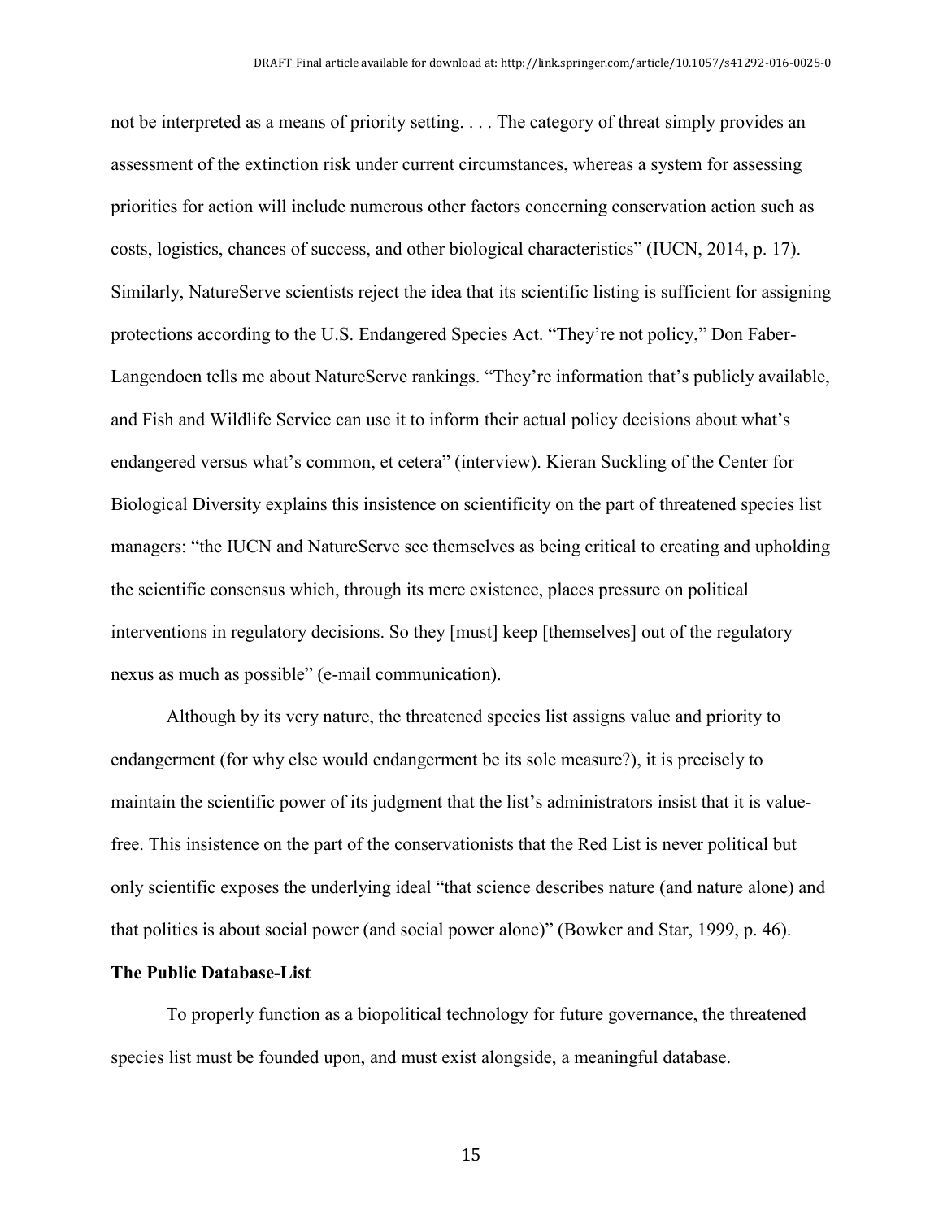not be interpreted as a means of priority setting. . . . The category of threat simply provides an assessment of the extinction risk under current circumstances, whereas a system for assessing priorities for action will include numerous other factors concerning conservation action such as costs, logistics, chances of success, and other biological characteristics" (IUCN, 2014, p. 17). Similarly, NatureServe scientists reject the idea that its scientific listing is sufficient for assigning protections according to the U.S. Endangered Species Act. "They're not policy," Don Faber-Langendoen tells me about NatureServe rankings. "They're information that's publicly available, and Fish and Wildlife Service can use it to inform their actual policy decisions about what's endangered versus what's common, et cetera" (interview). Kieran Suckling of the Center for Biological Diversity explains this insistence on scientificity on the part of threatened species list managers: "the IUCN and NatureServe see themselves as being critical to creating and upholding the scientific consensus which, through its mere existence, places pressure on political interventions in regulatory decisions. So they [must] keep [themselves] out of the regulatory nexus as much as possible" (e-mail communication).

Although by its very nature, the threatened species list assigns value and priority to endangerment (for why else would endangerment be its sole measure?), it is precisely to maintain the scientific power of its judgment that the list's administrators insist that it is value-free. This insistence on the part of the conservationists that the Red List is never political but only scientific exposes the underlying ideal "that science describes nature (and nature alone) and that politics is about social power (and social power alone)" (Bowker and Star, 1999, p. 46).

**The Public Database-List**

To properly function as a biopolitical technology for future governance, the threatened species list must be founded upon, and must exist alongside, a meaningful database.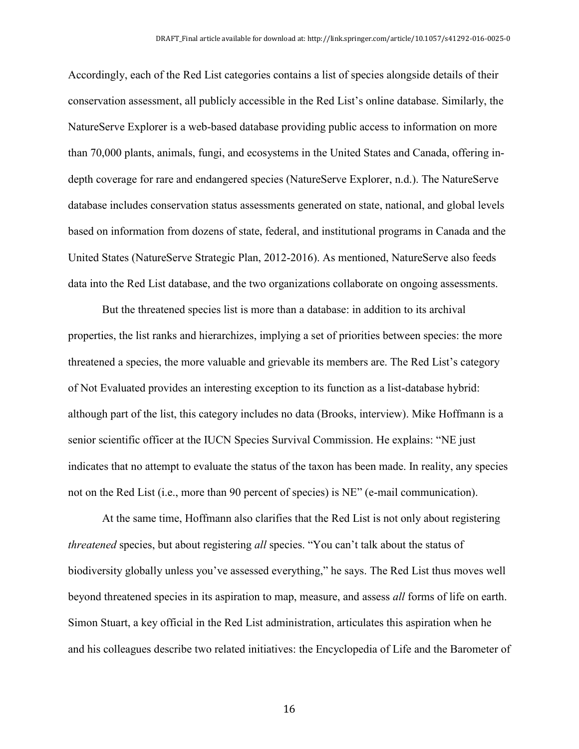Accordingly, each of the Red List categories contains a list of species alongside details of their conservation assessment, all publicly accessible in the Red List's online database. Similarly, the NatureServe Explorer is a web-based database providing public access to information on more than 70,000 plants, animals, fungi, and ecosystems in the United States and Canada, offering in-depth coverage for rare and endangered species (NatureServe Explorer, n.d.). The NatureServe database includes conservation status assessments generated on state, national, and global levels based on information from dozens of state, federal, and institutional programs in Canada and the United States (NatureServe Strategic Plan, 2012-2016). As mentioned, NatureServe also feeds data into the Red List database, and the two organizations collaborate on ongoing assessments.

But the threatened species list is more than a database: in addition to its archival properties, the list ranks and hierarchizes, implying a set of priorities between species: the more threatened a species, the more valuable and grievable its members are. The Red List's category of Not Evaluated provides an interesting exception to its function as a list-database hybrid: although part of the list, this category includes no data (Brooks, interview). Mike Hoffmann is a senior scientific officer at the IUCN Species Survival Commission. He explains: "NE just indicates that no attempt to evaluate the status of the taxon has been made. In reality, any species not on the Red List (i.e., more than 90 percent of species) is NE" (e-mail communication).

At the same time, Hoffmann also clarifies that the Red List is not only about registering *threatened* species, but about registering *all* species. "You can't talk about the status of biodiversity globally unless you've assessed everything," he says. The Red List thus moves well beyond threatened species in its aspiration to map, measure, and assess *all* forms of life on earth. Simon Stuart, a key official in the Red List administration, articulates this aspiration when he and his colleagues describe two related initiatives: the Encyclopedia of Life and the Barometer of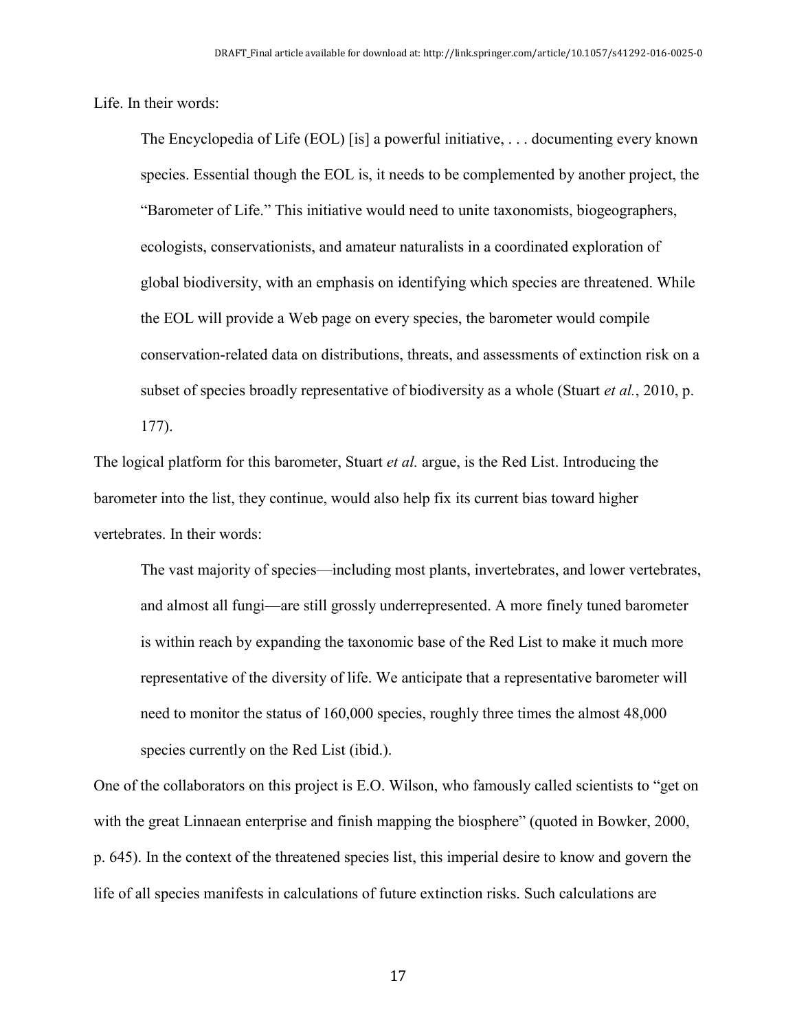Life. In their words:

> The Encyclopedia of Life (EOL) [is] a powerful initiative, . . . documenting every known species. Essential though the EOL is, it needs to be complemented by another project, the "Barometer of Life." This initiative would need to unite taxonomists, biogeographers, ecologists, conservationists, and amateur naturalists in a coordinated exploration of global biodiversity, with an emphasis on identifying which species are threatened. While the EOL will provide a Web page on every species, the barometer would compile conservation-related data on distributions, threats, and assessments of extinction risk on a subset of species broadly representative of biodiversity as a whole (Stuart *et al.*, 2010, p. 177).

The logical platform for this barometer, Stuart *et al.* argue, is the Red List. Introducing the barometer into the list, they continue, would also help fix its current bias toward higher vertebrates. In their words:

> The vast majority of species—including most plants, invertebrates, and lower vertebrates, and almost all fungi—are still grossly underrepresented. A more finely tuned barometer is within reach by expanding the taxonomic base of the Red List to make it much more representative of the diversity of life. We anticipate that a representative barometer will need to monitor the status of 160,000 species, roughly three times the almost 48,000 species currently on the Red List (ibid.).

One of the collaborators on this project is E.O. Wilson, who famously called scientists to "get on with the great Linnaean enterprise and finish mapping the biosphere" (quoted in Bowker, 2000, p. 645). In the context of the threatened species list, this imperial desire to know and govern the life of all species manifests in calculations of future extinction risks. Such calculations are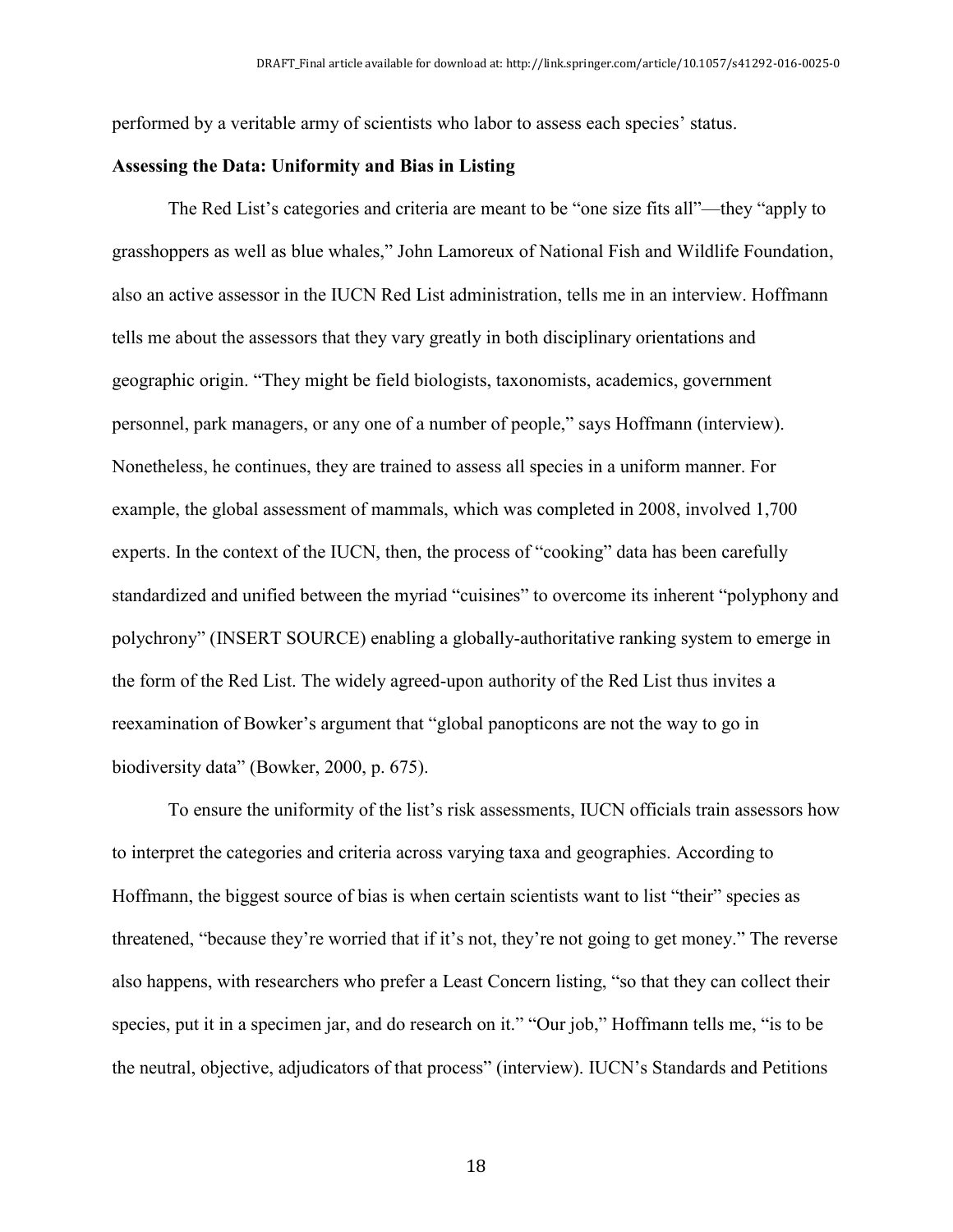performed by a veritable army of scientists who labor to assess each species' status.

**Assessing the Data: Uniformity and Bias in Listing**

The Red List's categories and criteria are meant to be "one size fits all"—they "apply to grasshoppers as well as blue whales," John Lamoreux of National Fish and Wildlife Foundation, also an active assessor in the IUCN Red List administration, tells me in an interview. Hoffmann tells me about the assessors that they vary greatly in both disciplinary orientations and geographic origin. "They might be field biologists, taxonomists, academics, government personnel, park managers, or any one of a number of people," says Hoffmann (interview). Nonetheless, he continues, they are trained to assess all species in a uniform manner. For example, the global assessment of mammals, which was completed in 2008, involved 1,700 experts. In the context of the IUCN, then, the process of "cooking" data has been carefully standardized and unified between the myriad "cuisines" to overcome its inherent "polyphony and polychrony" (INSERT SOURCE) enabling a globally-authoritative ranking system to emerge in the form of the Red List. The widely agreed-upon authority of the Red List thus invites a reexamination of Bowker's argument that "global panopticons are not the way to go in biodiversity data" (Bowker, 2000, p. 675).

To ensure the uniformity of the list's risk assessments, IUCN officials train assessors how to interpret the categories and criteria across varying taxa and geographies. According to Hoffmann, the biggest source of bias is when certain scientists want to list "their" species as threatened, "because they're worried that if it's not, they're not going to get money." The reverse also happens, with researchers who prefer a Least Concern listing, "so that they can collect their species, put it in a specimen jar, and do research on it." "Our job," Hoffmann tells me, "is to be the neutral, objective, adjudicators of that process" (interview). IUCN's Standards and Petitions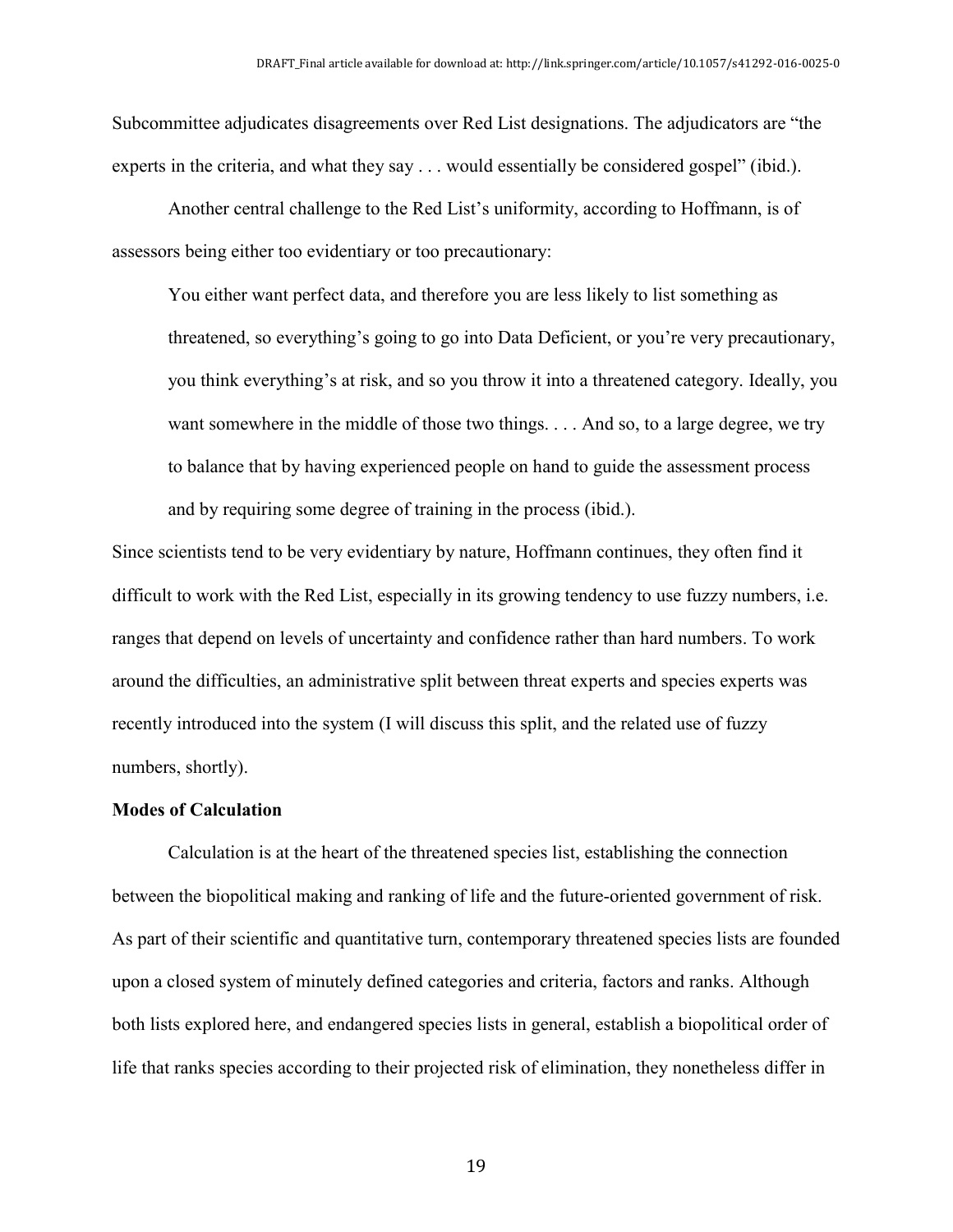Subcommittee adjudicates disagreements over Red List designations. The adjudicators are "the experts in the criteria, and what they say . . . would essentially be considered gospel" (ibid.).

Another central challenge to the Red List's uniformity, according to Hoffmann, is of assessors being either too evidentiary or too precautionary:

> You either want perfect data, and therefore you are less likely to list something as threatened, so everything's going to go into Data Deficient, or you're very precautionary, you think everything's at risk, and so you throw it into a threatened category. Ideally, you want somewhere in the middle of those two things. . . . And so, to a large degree, we try to balance that by having experienced people on hand to guide the assessment process and by requiring some degree of training in the process (ibid.).

Since scientists tend to be very evidentiary by nature, Hoffmann continues, they often find it difficult to work with the Red List, especially in its growing tendency to use fuzzy numbers, i.e. ranges that depend on levels of uncertainty and confidence rather than hard numbers. To work around the difficulties, an administrative split between threat experts and species experts was recently introduced into the system (I will discuss this split, and the related use of fuzzy numbers, shortly).

**Modes of Calculation**

Calculation is at the heart of the threatened species list, establishing the connection between the biopolitical making and ranking of life and the future-oriented government of risk. As part of their scientific and quantitative turn, contemporary threatened species lists are founded upon a closed system of minutely defined categories and criteria, factors and ranks. Although both lists explored here, and endangered species lists in general, establish a biopolitical order of life that ranks species according to their projected risk of elimination, they nonetheless differ in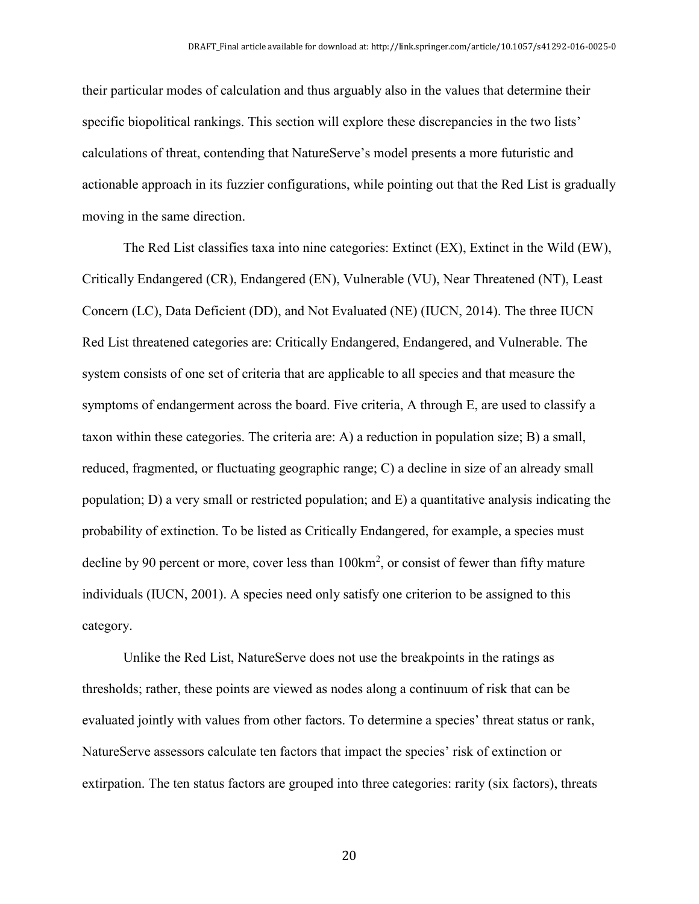their particular modes of calculation and thus arguably also in the values that determine their specific biopolitical rankings. This section will explore these discrepancies in the two lists' calculations of threat, contending that NatureServe's model presents a more futuristic and actionable approach in its fuzzier configurations, while pointing out that the Red List is gradually moving in the same direction.

The Red List classifies taxa into nine categories: Extinct (EX), Extinct in the Wild (EW), Critically Endangered (CR), Endangered (EN), Vulnerable (VU), Near Threatened (NT), Least Concern (LC), Data Deficient (DD), and Not Evaluated (NE) (IUCN, 2014). The three IUCN Red List threatened categories are: Critically Endangered, Endangered, and Vulnerable. The system consists of one set of criteria that are applicable to all species and that measure the symptoms of endangerment across the board. Five criteria, A through E, are used to classify a taxon within these categories. The criteria are: A) a reduction in population size; B) a small, reduced, fragmented, or fluctuating geographic range; C) a decline in size of an already small population; D) a very small or restricted population; and E) a quantitative analysis indicating the probability of extinction. To be listed as Critically Endangered, for example, a species must decline by 90 percent or more, cover less than $100km^2$, or consist of fewer than fifty mature individuals (IUCN, 2001). A species need only satisfy one criterion to be assigned to this category.

Unlike the Red List, NatureServe does not use the breakpoints in the ratings as thresholds; rather, these points are viewed as nodes along a continuum of risk that can be evaluated jointly with values from other factors. To determine a species' threat status or rank, NatureServe assessors calculate ten factors that impact the species' risk of extinction or extirpation. The ten status factors are grouped into three categories: rarity (six factors), threats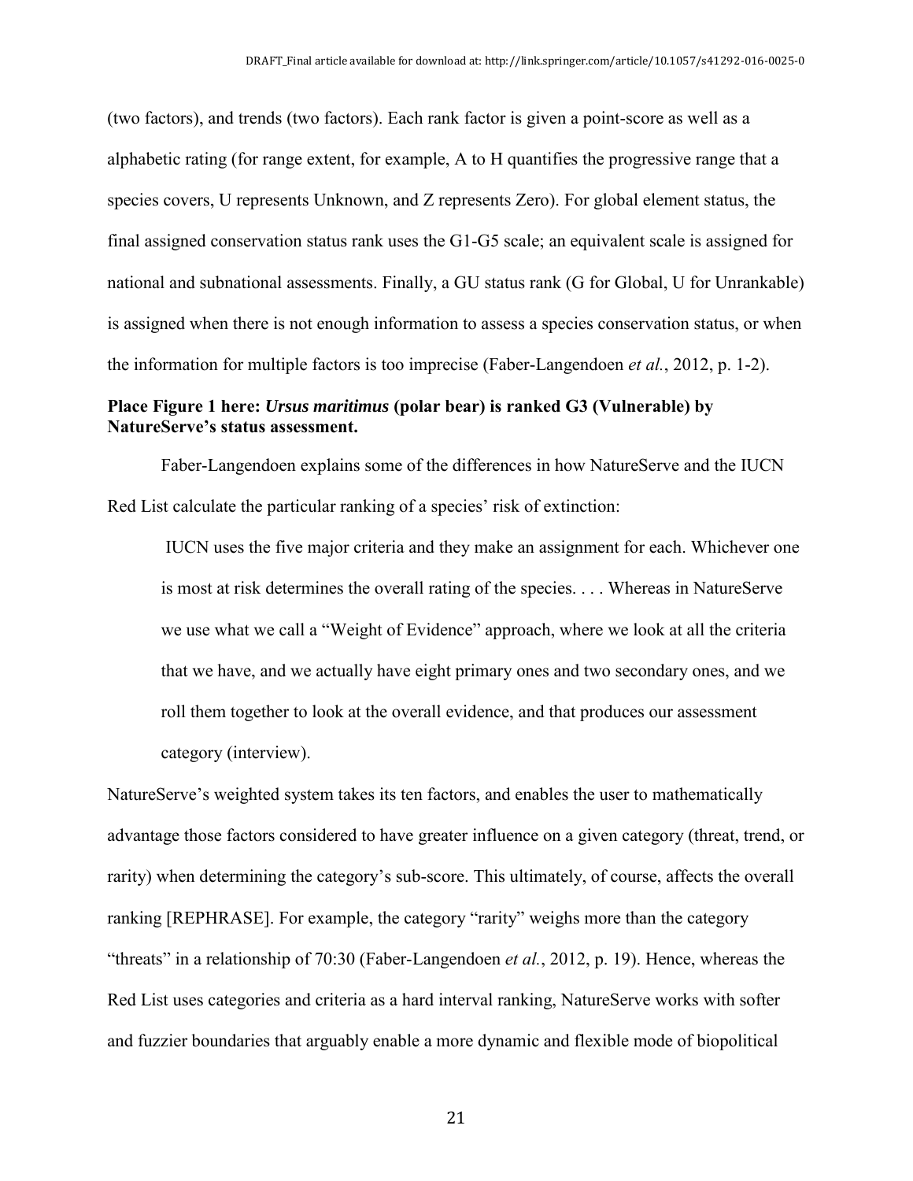(two factors), and trends (two factors). Each rank factor is given a point-score as well as a alphabetic rating (for range extent, for example, A to H quantifies the progressive range that a species covers, U represents Unknown, and Z represents Zero). For global element status, the final assigned conservation status rank uses the G1-G5 scale; an equivalent scale is assigned for national and subnational assessments. Finally, a GU status rank (G for Global, U for Unrankable) is assigned when there is not enough information to assess a species conservation status, or when the information for multiple factors is too imprecise (Faber-Langendoen *et al.*, 2012, p. 1-2).

**Place Figure 1 here: *Ursus maritimus* (polar bear) is ranked G3 (Vulnerable) by NatureServe's status assessment.**

Faber-Langendoen explains some of the differences in how NatureServe and the IUCN Red List calculate the particular ranking of a species' risk of extinction:

> IUCN uses the five major criteria and they make an assignment for each. Whichever one is most at risk determines the overall rating of the species. . . . Whereas in NatureServe we use what we call a "Weight of Evidence" approach, where we look at all the criteria that we have, and we actually have eight primary ones and two secondary ones, and we roll them together to look at the overall evidence, and that produces our assessment category (interview).

NatureServe's weighted system takes its ten factors, and enables the user to mathematically advantage those factors considered to have greater influence on a given category (threat, trend, or rarity) when determining the category's sub-score. This ultimately, of course, affects the overall ranking [REPHRASE]. For example, the category "rarity" weighs more than the category "threats" in a relationship of 70:30 (Faber-Langendoen *et al.*, 2012, p. 19). Hence, whereas the Red List uses categories and criteria as a hard interval ranking, NatureServe works with softer and fuzzier boundaries that arguably enable a more dynamic and flexible mode of biopolitical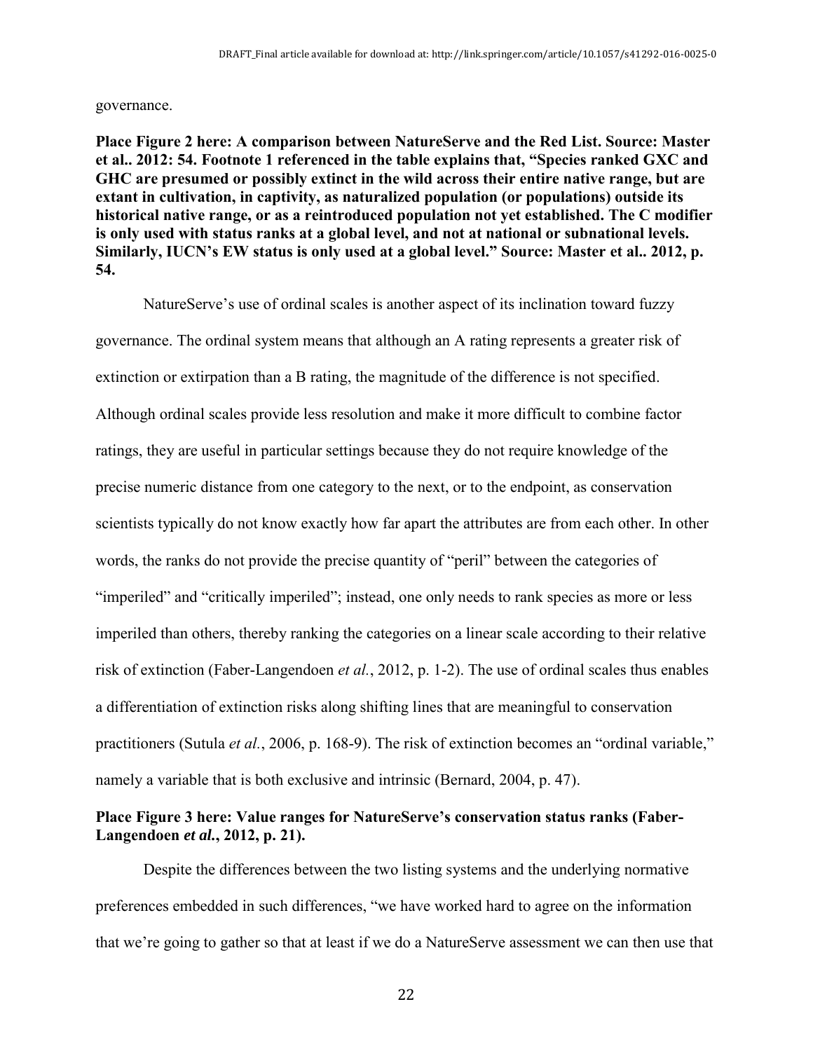governance.

**Place Figure 2 here: A comparison between NatureServe and the Red List. Source: Master et al.. 2012: 54. Footnote 1 referenced in the table explains that, "Species ranked GXC and GHC are presumed or possibly extinct in the wild across their entire native range, but are extant in cultivation, in captivity, as naturalized population (or populations) outside its historical native range, or as a reintroduced population not yet established. The C modifier is only used with status ranks at a global level, and not at national or subnational levels. Similarly, IUCN's EW status is only used at a global level." Source: Master et al.. 2012, p. 54.**

NatureServe's use of ordinal scales is another aspect of its inclination toward fuzzy governance. The ordinal system means that although an A rating represents a greater risk of extinction or extirpation than a B rating, the magnitude of the difference is not specified. Although ordinal scales provide less resolution and make it more difficult to combine factor ratings, they are useful in particular settings because they do not require knowledge of the precise numeric distance from one category to the next, or to the endpoint, as conservation scientists typically do not know exactly how far apart the attributes are from each other. In other words, the ranks do not provide the precise quantity of "peril" between the categories of "imperiled" and "critically imperiled"; instead, one only needs to rank species as more or less imperiled than others, thereby ranking the categories on a linear scale according to their relative risk of extinction (Faber-Langendoen *et al.*, 2012, p. 1-2). The use of ordinal scales thus enables a differentiation of extinction risks along shifting lines that are meaningful to conservation practitioners (Sutula *et al.*, 2006, p. 168-9). The risk of extinction becomes an "ordinal variable," namely a variable that is both exclusive and intrinsic (Bernard, 2004, p. 47).

**Place Figure 3 here: Value ranges for NatureServe's conservation status ranks (Faber-Langendoen *et al.*, 2012, p. 21).**

Despite the differences between the two listing systems and the underlying normative preferences embedded in such differences, "we have worked hard to agree on the information that we're going to gather so that at least if we do a NatureServe assessment we can then use that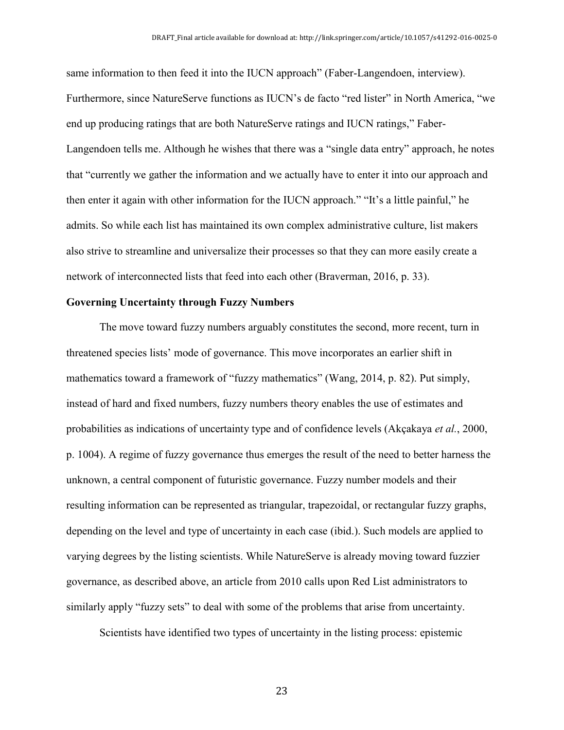same information to then feed it into the IUCN approach" (Faber-Langendoen, interview). Furthermore, since NatureServe functions as IUCN's de facto "red lister" in North America, "we end up producing ratings that are both NatureServe ratings and IUCN ratings," Faber-Langendoen tells me. Although he wishes that there was a "single data entry" approach, he notes that "currently we gather the information and we actually have to enter it into our approach and then enter it again with other information for the IUCN approach." "It's a little painful," he admits. So while each list has maintained its own complex administrative culture, list makers also strive to streamline and universalize their processes so that they can more easily create a network of interconnected lists that feed into each other (Braverman, 2016, p. 33).

**Governing Uncertainty through Fuzzy Numbers**

The move toward fuzzy numbers arguably constitutes the second, more recent, turn in threatened species lists' mode of governance. This move incorporates an earlier shift in mathematics toward a framework of "fuzzy mathematics" (Wang, 2014, p. 82). Put simply, instead of hard and fixed numbers, fuzzy numbers theory enables the use of estimates and probabilities as indications of uncertainty type and of confidence levels (Akçakaya *et al.*, 2000, p. 1004). A regime of fuzzy governance thus emerges the result of the need to better harness the unknown, a central component of futuristic governance. Fuzzy number models and their resulting information can be represented as triangular, trapezoidal, or rectangular fuzzy graphs, depending on the level and type of uncertainty in each case (ibid.). Such models are applied to varying degrees by the listing scientists. While NatureServe is already moving toward fuzzier governance, as described above, an article from 2010 calls upon Red List administrators to similarly apply "fuzzy sets" to deal with some of the problems that arise from uncertainty.

Scientists have identified two types of uncertainty in the listing process: epistemic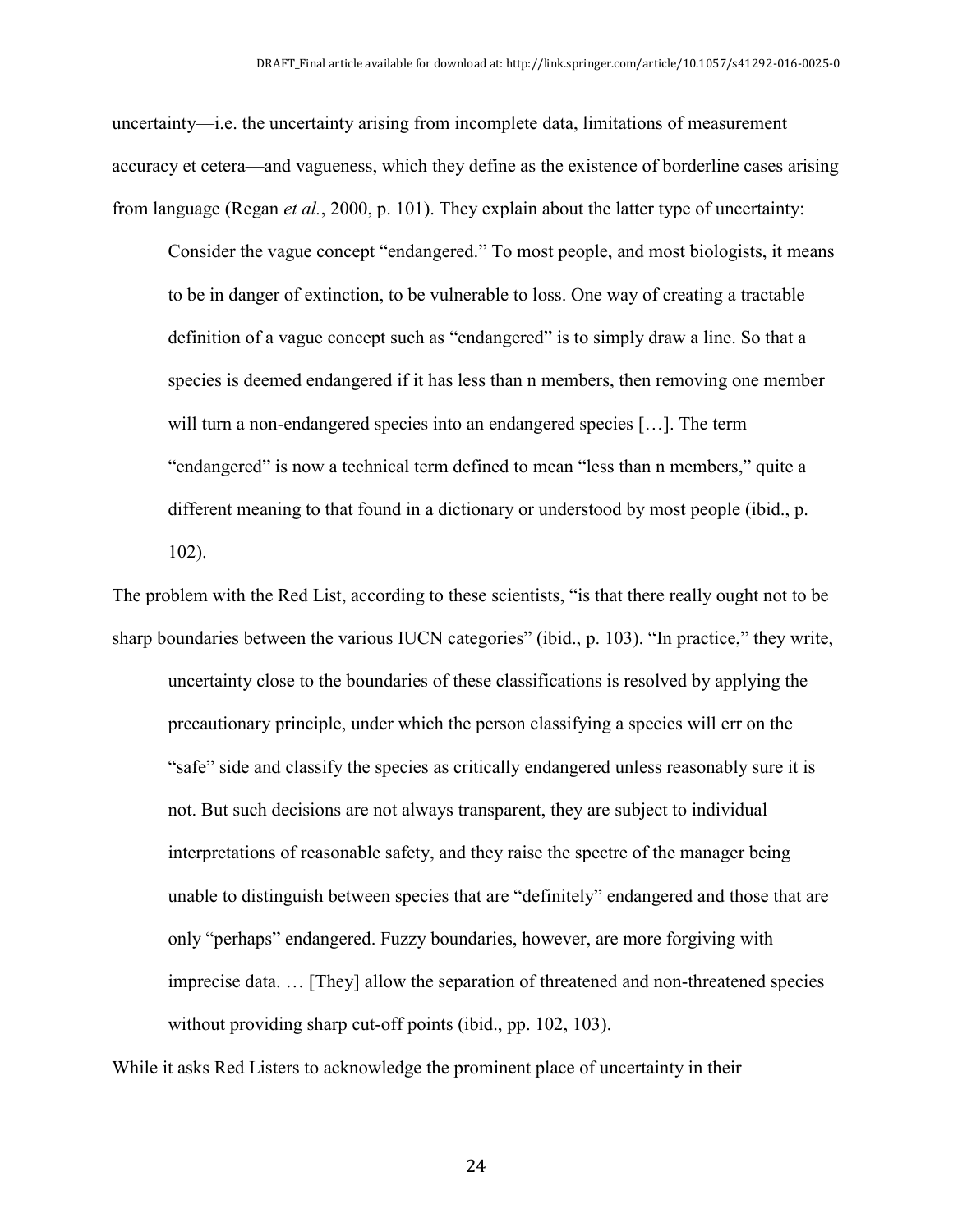uncertainty—i.e. the uncertainty arising from incomplete data, limitations of measurement accuracy et cetera—and vagueness, which they define as the existence of borderline cases arising from language (Regan *et al.*, 2000, p. 101). They explain about the latter type of uncertainty:

> Consider the vague concept "endangered." To most people, and most biologists, it means to be in danger of extinction, to be vulnerable to loss. One way of creating a tractable definition of a vague concept such as "endangered" is to simply draw a line. So that a species is deemed endangered if it has less than n members, then removing one member will turn a non-endangered species into an endangered species […]. The term "endangered" is now a technical term defined to mean "less than n members," quite a different meaning to that found in a dictionary or understood by most people (ibid., p. 102).

The problem with the Red List, according to these scientists, "is that there really ought not to be sharp boundaries between the various IUCN categories" (ibid., p. 103). "In practice," they write,

> uncertainty close to the boundaries of these classifications is resolved by applying the precautionary principle, under which the person classifying a species will err on the "safe" side and classify the species as critically endangered unless reasonably sure it is not. But such decisions are not always transparent, they are subject to individual interpretations of reasonable safety, and they raise the spectre of the manager being unable to distinguish between species that are "definitely" endangered and those that are only "perhaps" endangered. Fuzzy boundaries, however, are more forgiving with imprecise data. … [They] allow the separation of threatened and non-threatened species without providing sharp cut-off points (ibid., pp. 102, 103).

While it asks Red Listers to acknowledge the prominent place of uncertainty in their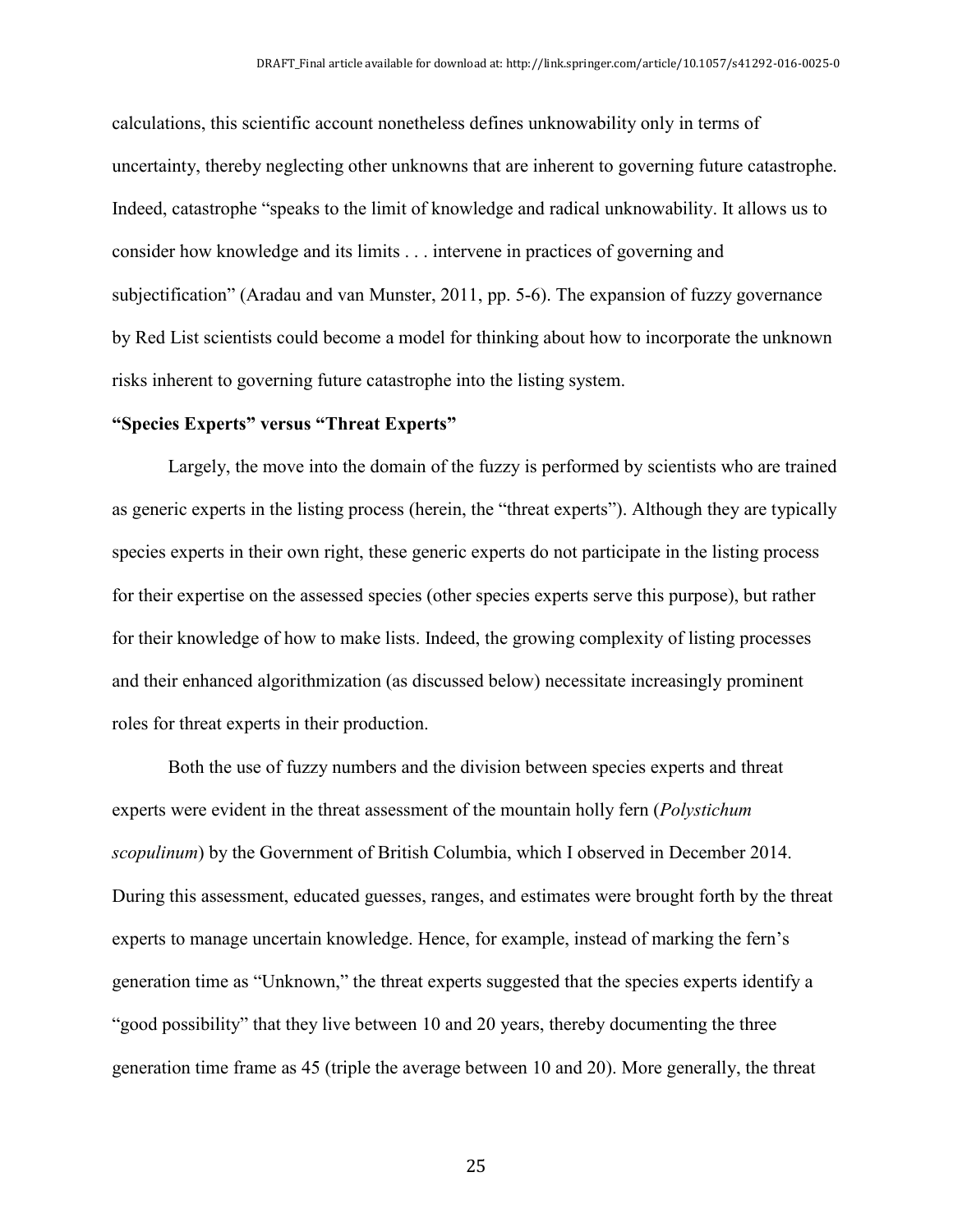calculations, this scientific account nonetheless defines unknowability only in terms of uncertainty, thereby neglecting other unknowns that are inherent to governing future catastrophe. Indeed, catastrophe "speaks to the limit of knowledge and radical unknowability. It allows us to consider how knowledge and its limits . . . intervene in practices of governing and subjectification" (Aradau and van Munster, 2011, pp. 5-6). The expansion of fuzzy governance by Red List scientists could become a model for thinking about how to incorporate the unknown risks inherent to governing future catastrophe into the listing system.

### "Species Experts" versus "Threat Experts"

Largely, the move into the domain of the fuzzy is performed by scientists who are trained as generic experts in the listing process (herein, the "threat experts"). Although they are typically species experts in their own right, these generic experts do not participate in the listing process for their expertise on the assessed species (other species experts serve this purpose), but rather for their knowledge of how to make lists. Indeed, the growing complexity of listing processes and their enhanced algorithmization (as discussed below) necessitate increasingly prominent roles for threat experts in their production.

Both the use of fuzzy numbers and the division between species experts and threat experts were evident in the threat assessment of the mountain holly fern (*Polystichum scopulinum*) by the Government of British Columbia, which I observed in December 2014. During this assessment, educated guesses, ranges, and estimates were brought forth by the threat experts to manage uncertain knowledge. Hence, for example, instead of marking the fern's generation time as "Unknown," the threat experts suggested that the species experts identify a "good possibility" that they live between 10 and 20 years, thereby documenting the three generation time frame as 45 (triple the average between 10 and 20). More generally, the threat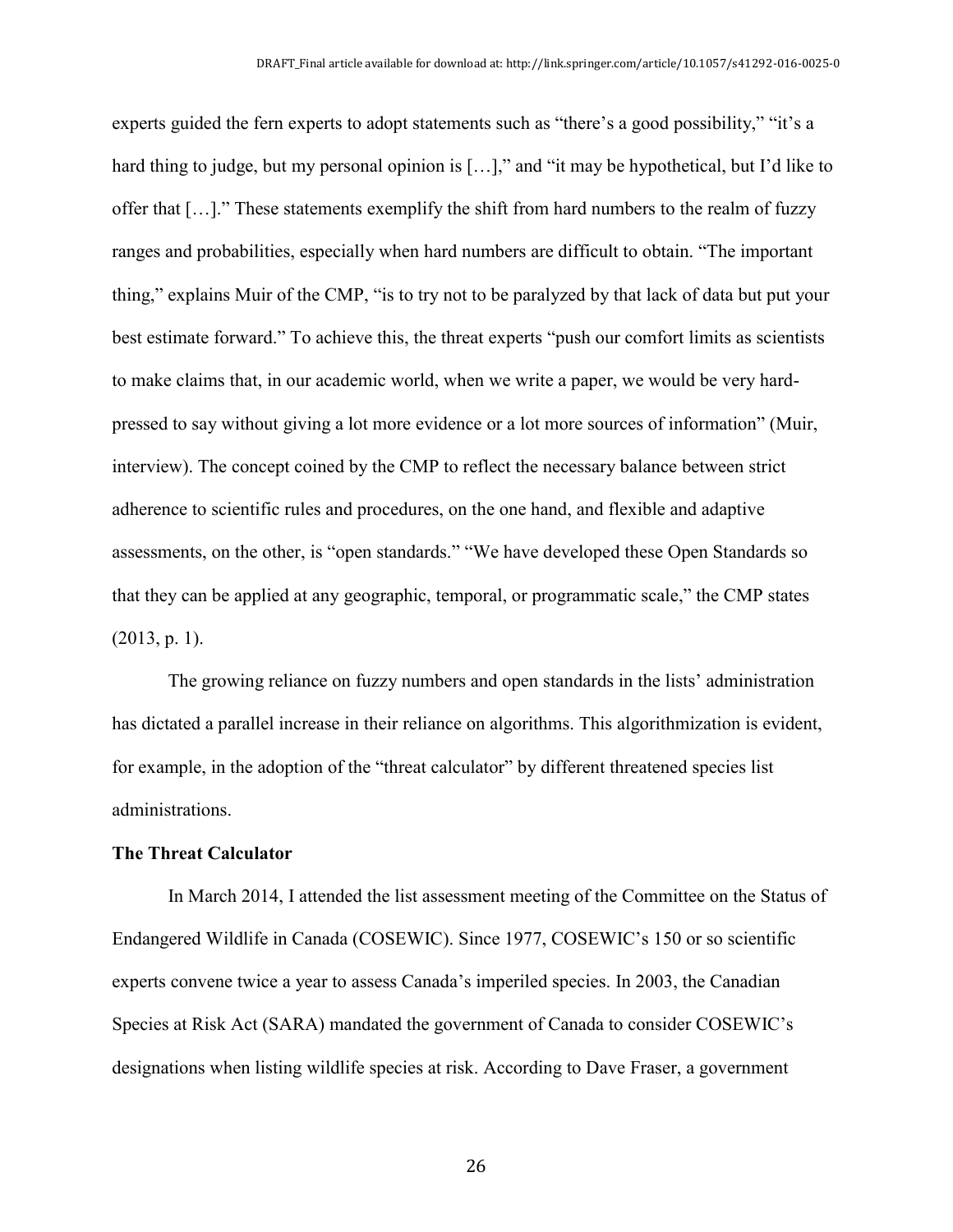experts guided the fern experts to adopt statements such as "there's a good possibility," "it's a hard thing to judge, but my personal opinion is […]," and "it may be hypothetical, but I'd like to offer that […]." These statements exemplify the shift from hard numbers to the realm of fuzzy ranges and probabilities, especially when hard numbers are difficult to obtain. "The important thing," explains Muir of the CMP, "is to try not to be paralyzed by that lack of data but put your best estimate forward." To achieve this, the threat experts "push our comfort limits as scientists to make claims that, in our academic world, when we write a paper, we would be very hard-pressed to say without giving a lot more evidence or a lot more sources of information" (Muir, interview). The concept coined by the CMP to reflect the necessary balance between strict adherence to scientific rules and procedures, on the one hand, and flexible and adaptive assessments, on the other, is "open standards." "We have developed these Open Standards so that they can be applied at any geographic, temporal, or programmatic scale," the CMP states (2013, p. 1).

The growing reliance on fuzzy numbers and open standards in the lists' administration has dictated a parallel increase in their reliance on algorithms. This algorithmization is evident, for example, in the adoption of the "threat calculator" by different threatened species list administrations.

**The Threat Calculator**

In March 2014, I attended the list assessment meeting of the Committee on the Status of Endangered Wildlife in Canada (COSEWIC). Since 1977, COSEWIC's 150 or so scientific experts convene twice a year to assess Canada's imperiled species. In 2003, the Canadian Species at Risk Act (SARA) mandated the government of Canada to consider COSEWIC's designations when listing wildlife species at risk. According to Dave Fraser, a government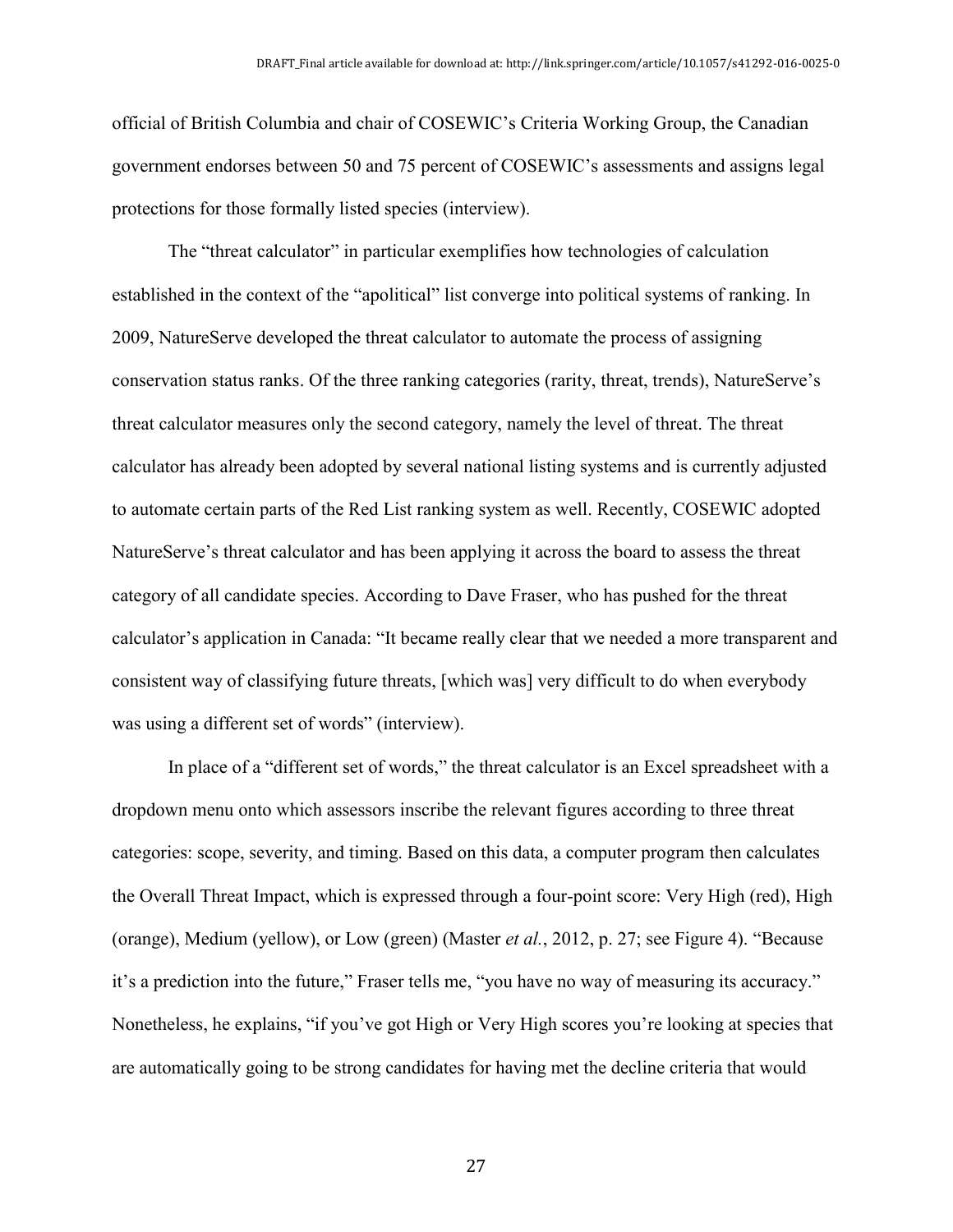official of British Columbia and chair of COSEWIC's Criteria Working Group, the Canadian government endorses between 50 and 75 percent of COSEWIC's assessments and assigns legal protections for those formally listed species (interview).

The "threat calculator" in particular exemplifies how technologies of calculation established in the context of the "apolitical" list converge into political systems of ranking. In 2009, NatureServe developed the threat calculator to automate the process of assigning conservation status ranks. Of the three ranking categories (rarity, threat, trends), NatureServe's threat calculator measures only the second category, namely the level of threat. The threat calculator has already been adopted by several national listing systems and is currently adjusted to automate certain parts of the Red List ranking system as well. Recently, COSEWIC adopted NatureServe's threat calculator and has been applying it across the board to assess the threat category of all candidate species. According to Dave Fraser, who has pushed for the threat calculator's application in Canada: "It became really clear that we needed a more transparent and consistent way of classifying future threats, [which was] very difficult to do when everybody was using a different set of words" (interview).

In place of a "different set of words," the threat calculator is an Excel spreadsheet with a dropdown menu onto which assessors inscribe the relevant figures according to three threat categories: scope, severity, and timing. Based on this data, a computer program then calculates the Overall Threat Impact, which is expressed through a four-point score: Very High (red), High (orange), Medium (yellow), or Low (green) (Master *et al.*, 2012, p. 27; see Figure 4). "Because it's a prediction into the future," Fraser tells me, "you have no way of measuring its accuracy." Nonetheless, he explains, "if you've got High or Very High scores you're looking at species that are automatically going to be strong candidates for having met the decline criteria that would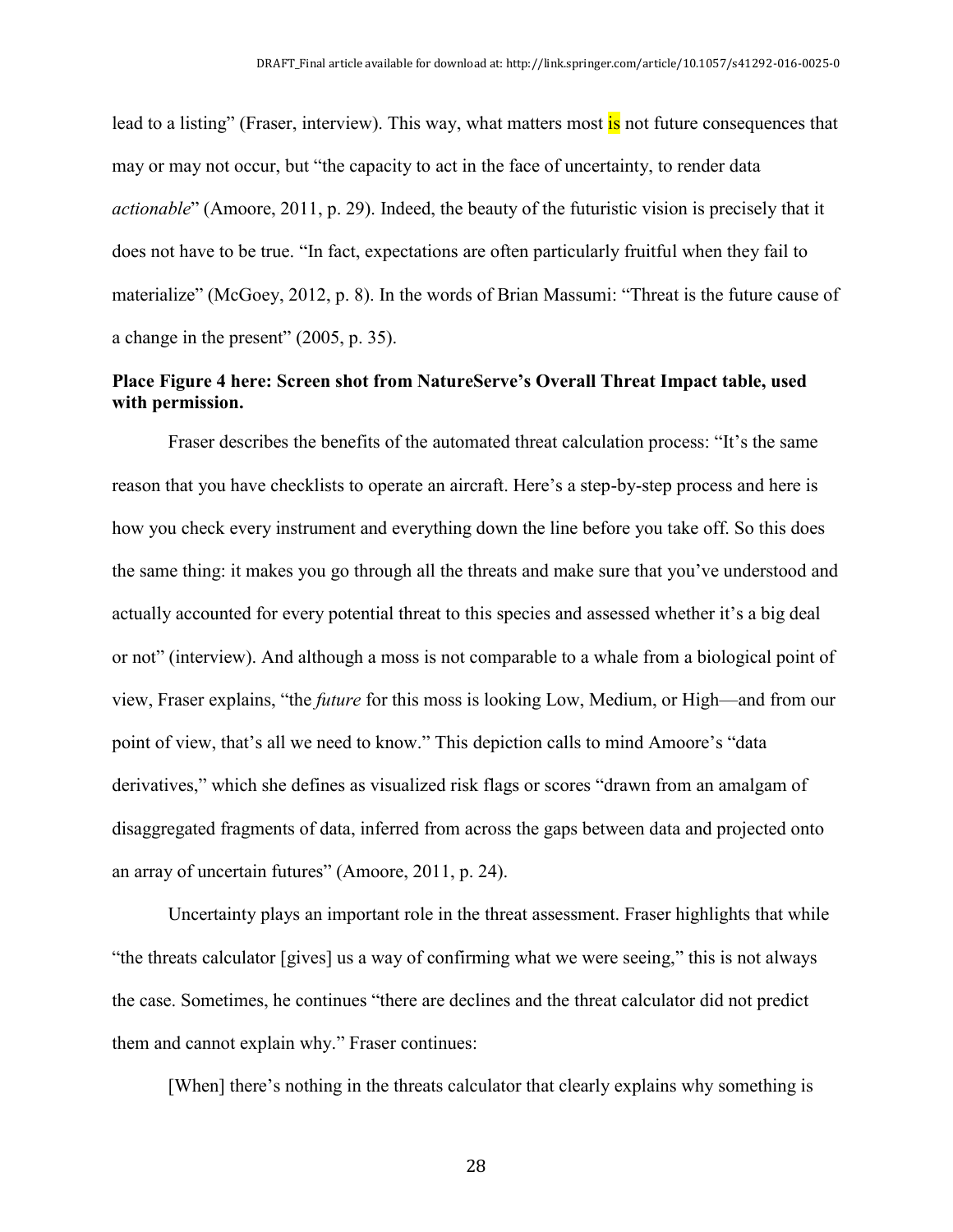lead to a listing" (Fraser, interview). This way, what matters most is not future consequences that may or may not occur, but "the capacity to act in the face of uncertainty, to render data *actionable*" (Amoore, 2011, p. 29). Indeed, the beauty of the futuristic vision is precisely that it does not have to be true. "In fact, expectations are often particularly fruitful when they fail to materialize" (McGoey, 2012, p. 8). In the words of Brian Massumi: "Threat is the future cause of a change in the present" (2005, p. 35).

**Place Figure 4 here: Screen shot from NatureServe's Overall Threat Impact table, used with permission.**

Fraser describes the benefits of the automated threat calculation process: "It's the same reason that you have checklists to operate an aircraft. Here's a step-by-step process and here is how you check every instrument and everything down the line before you take off. So this does the same thing: it makes you go through all the threats and make sure that you've understood and actually accounted for every potential threat to this species and assessed whether it's a big deal or not" (interview). And although a moss is not comparable to a whale from a biological point of view, Fraser explains, "the *future* for this moss is looking Low, Medium, or High—and from our point of view, that's all we need to know." This depiction calls to mind Amoore's "data derivatives," which she defines as visualized risk flags or scores "drawn from an amalgam of disaggregated fragments of data, inferred from across the gaps between data and projected onto an array of uncertain futures" (Amoore, 2011, p. 24).

Uncertainty plays an important role in the threat assessment. Fraser highlights that while "the threats calculator [gives] us a way of confirming what we were seeing," this is not always the case. Sometimes, he continues "there are declines and the threat calculator did not predict them and cannot explain why." Fraser continues:

[When] there's nothing in the threats calculator that clearly explains why something is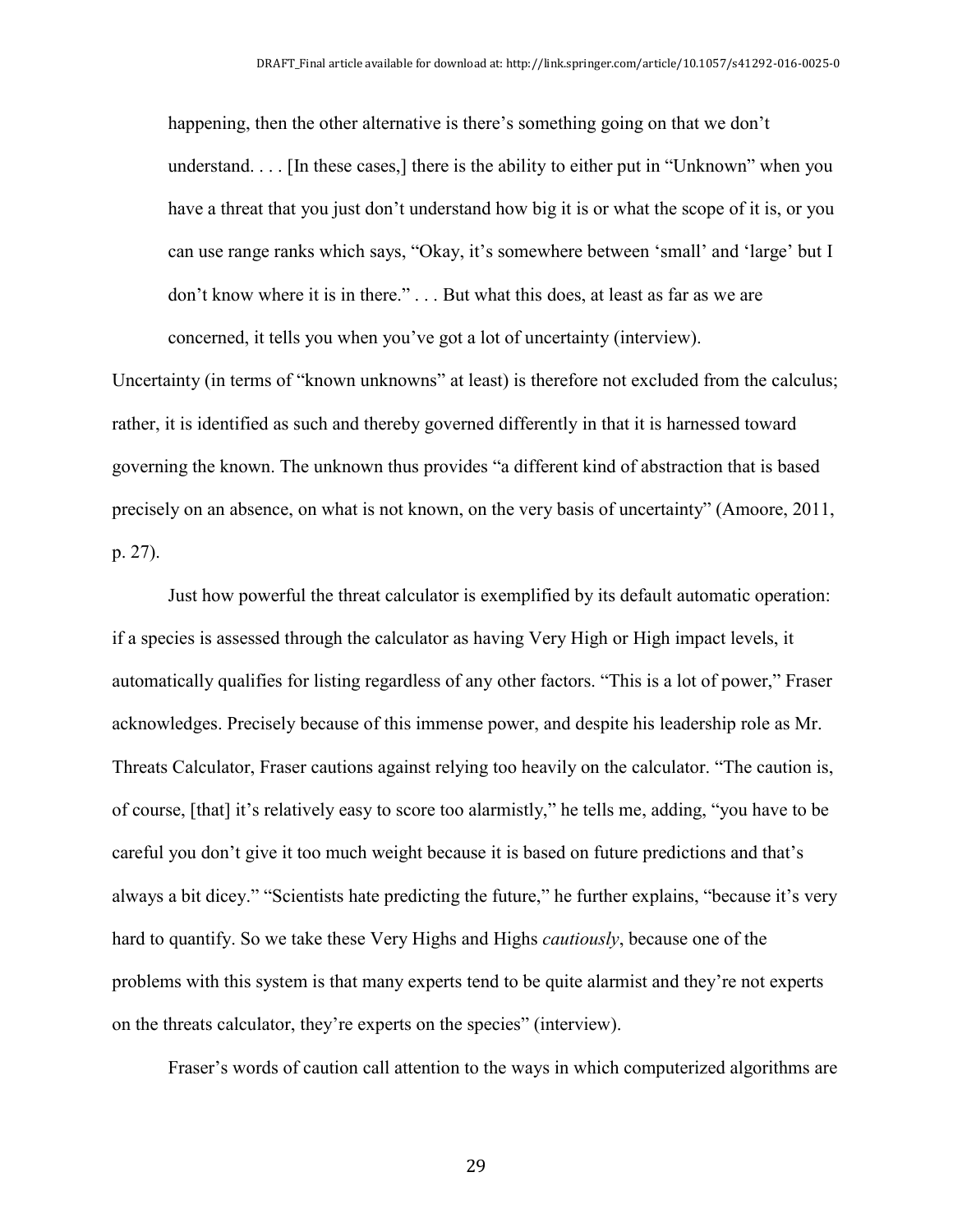> happening, then the other alternative is there's something going on that we don't understand. . . . [In these cases,] there is the ability to either put in "Unknown" when you have a threat that you just don't understand how big it is or what the scope of it is, or you can use range ranks which says, "Okay, it's somewhere between 'small' and 'large' but I don't know where it is in there." . . . But what this does, at least as far as we are concerned, it tells you when you've got a lot of uncertainty (interview).

Uncertainty (in terms of "known unknowns" at least) is therefore not excluded from the calculus; rather, it is identified as such and thereby governed differently in that it is harnessed toward governing the known. The unknown thus provides "a different kind of abstraction that is based precisely on an absence, on what is not known, on the very basis of uncertainty" (Amoore, 2011, p. 27).

Just how powerful the threat calculator is exemplified by its default automatic operation: if a species is assessed through the calculator as having Very High or High impact levels, it automatically qualifies for listing regardless of any other factors. "This is a lot of power," Fraser acknowledges. Precisely because of this immense power, and despite his leadership role as Mr. Threats Calculator, Fraser cautions against relying too heavily on the calculator. "The caution is, of course, [that] it's relatively easy to score too alarmistly," he tells me, adding, "you have to be careful you don't give it too much weight because it is based on future predictions and that's always a bit dicey." "Scientists hate predicting the future," he further explains, "because it's very hard to quantify. So we take these Very Highs and Highs *cautiously*, because one of the problems with this system is that many experts tend to be quite alarmist and they're not experts on the threats calculator, they're experts on the species" (interview).

Fraser's words of caution call attention to the ways in which computerized algorithms are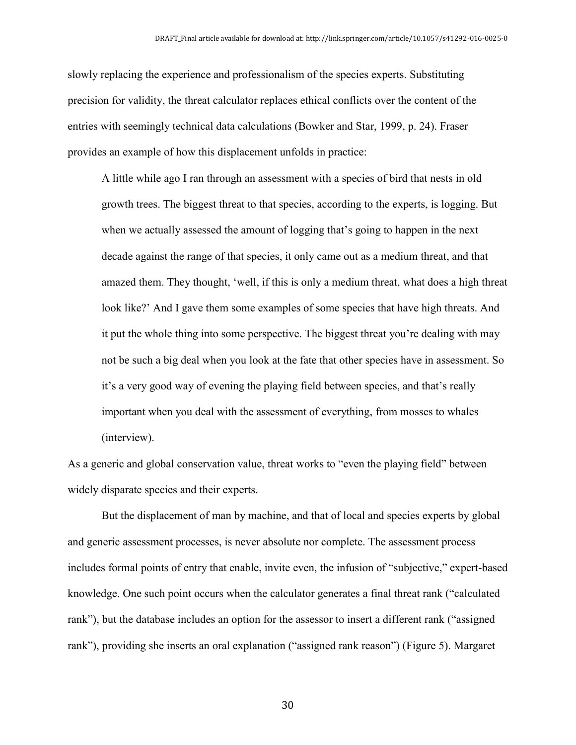slowly replacing the experience and professionalism of the species experts. Substituting precision for validity, the threat calculator replaces ethical conflicts over the content of the entries with seemingly technical data calculations (Bowker and Star, 1999, p. 24). Fraser provides an example of how this displacement unfolds in practice:

> A little while ago I ran through an assessment with a species of bird that nests in old growth trees. The biggest threat to that species, according to the experts, is logging. But when we actually assessed the amount of logging that's going to happen in the next decade against the range of that species, it only came out as a medium threat, and that amazed them. They thought, 'well, if this is only a medium threat, what does a high threat look like?' And I gave them some examples of some species that have high threats. And it put the whole thing into some perspective. The biggest threat you're dealing with may not be such a big deal when you look at the fate that other species have in assessment. So it's a very good way of evening the playing field between species, and that's really important when you deal with the assessment of everything, from mosses to whales (interview).

As a generic and global conservation value, threat works to "even the playing field" between widely disparate species and their experts.

But the displacement of man by machine, and that of local and species experts by global and generic assessment processes, is never absolute nor complete. The assessment process includes formal points of entry that enable, invite even, the infusion of "subjective," expert-based knowledge. One such point occurs when the calculator generates a final threat rank ("calculated rank"), but the database includes an option for the assessor to insert a different rank ("assigned rank"), providing she inserts an oral explanation ("assigned rank reason") (Figure 5). Margaret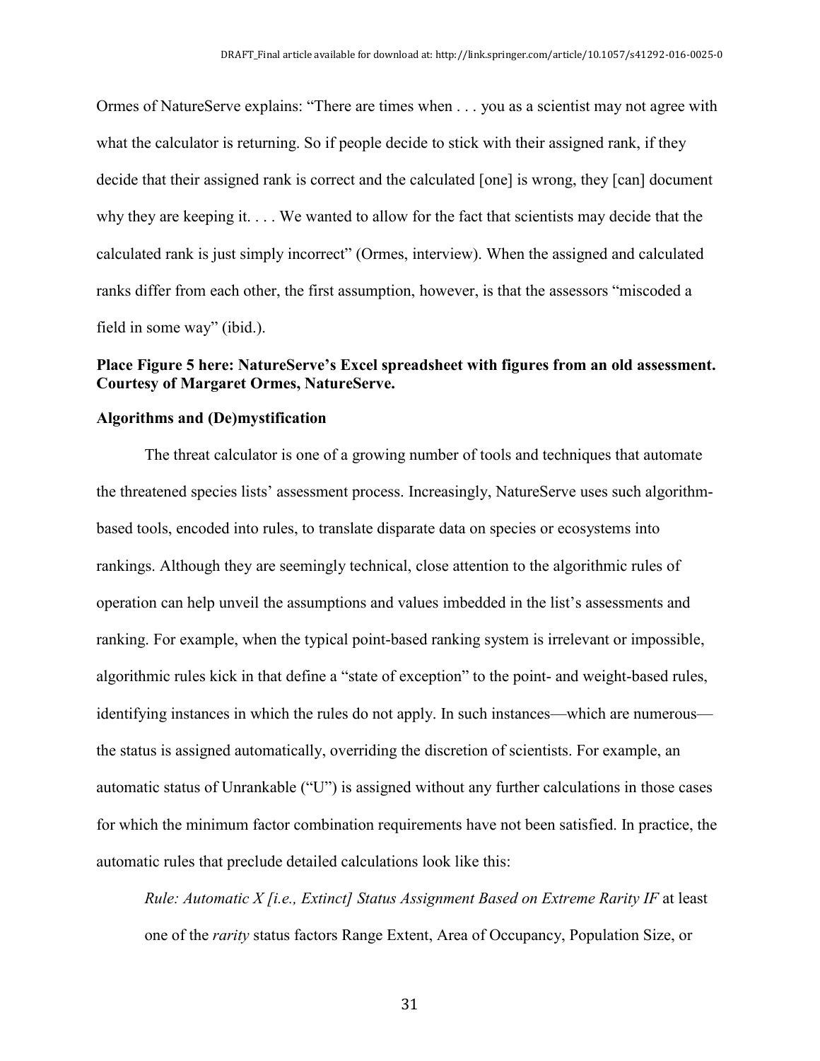Ormes of NatureServe explains: “There are times when . . . you as a scientist may not agree with what the calculator is returning. So if people decide to stick with their assigned rank, if they decide that their assigned rank is correct and the calculated [one] is wrong, they [can] document why they are keeping it. . . . We wanted to allow for the fact that scientists may decide that the calculated rank is just simply incorrect” (Ormes, interview). When the assigned and calculated ranks differ from each other, the first assumption, however, is that the assessors “miscoded a field in some way” (ibid.).

**Place Figure 5 here: NatureServe’s Excel spreadsheet with figures from an old assessment. Courtesy of Margaret Ormes, NatureServe.**

**Algorithms and (De)mystification**

The threat calculator is one of a growing number of tools and techniques that automate the threatened species lists’ assessment process. Increasingly, NatureServe uses such algorithm-based tools, encoded into rules, to translate disparate data on species or ecosystems into rankings. Although they are seemingly technical, close attention to the algorithmic rules of operation can help unveil the assumptions and values imbedded in the list’s assessments and ranking. For example, when the typical point-based ranking system is irrelevant or impossible, algorithmic rules kick in that define a “state of exception” to the point- and weight-based rules, identifying instances in which the rules do not apply. In such instances—which are numerous—the status is assigned automatically, overriding the discretion of scientists. For example, an automatic status of Unrankable (“U”) is assigned without any further calculations in those cases for which the minimum factor combination requirements have not been satisfied. In practice, the automatic rules that preclude detailed calculations look like this:

*Rule: Automatic X [i.e., Extinct] Status Assignment Based on Extreme Rarity IF* at least one of the *rarity* status factors Range Extent, Area of Occupancy, Population Size, or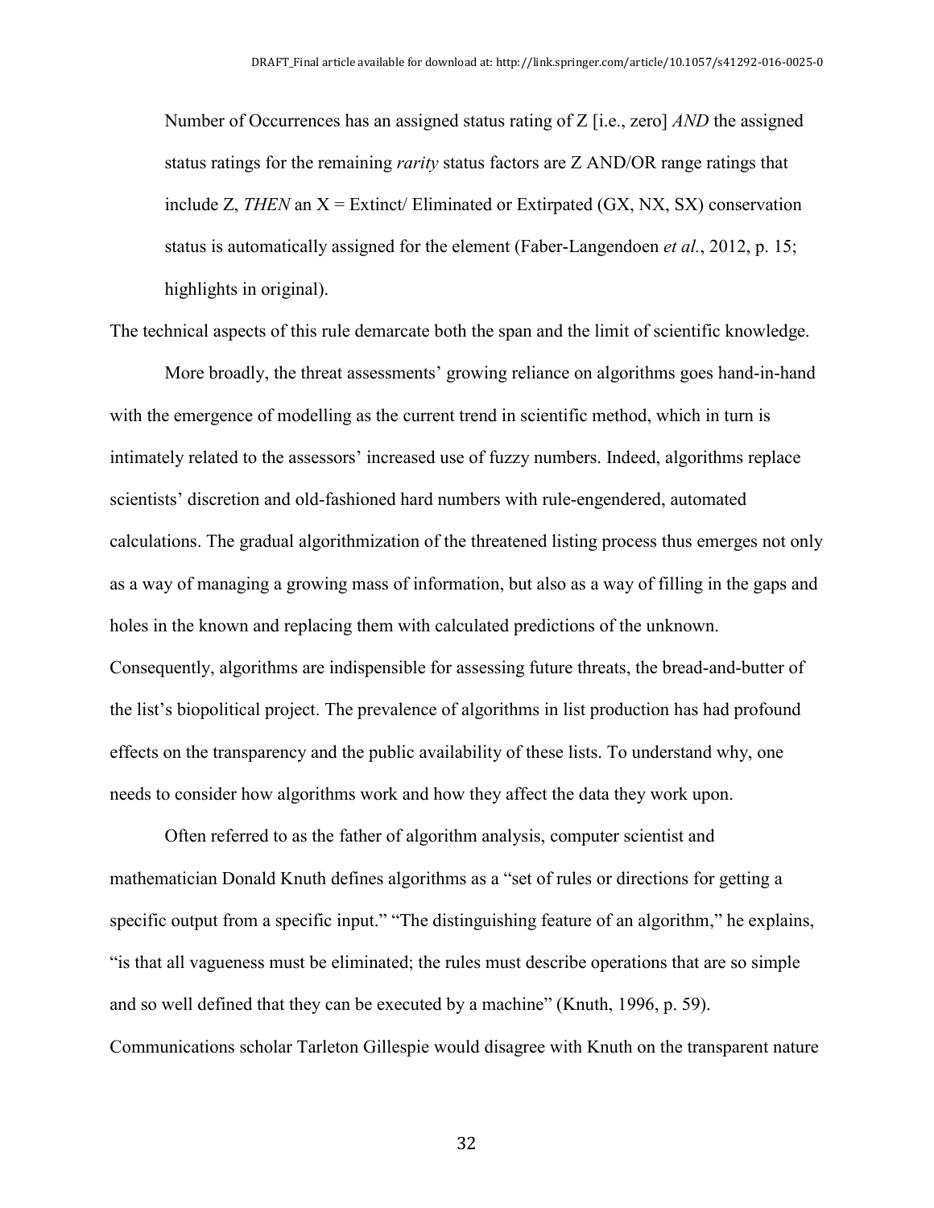> Number of Occurrences has an assigned status rating of Z [i.e., zero] *AND* the assigned status ratings for the remaining *rarity* status factors are Z AND/OR range ratings that include Z, *THEN* an X = Extinct/ Eliminated or Extirpated (GX, NX, SX) conservation status is automatically assigned for the element (Faber-Langendoen *et al.*, 2012, p. 15; highlights in original).

The technical aspects of this rule demarcate both the span and the limit of scientific knowledge.

More broadly, the threat assessments' growing reliance on algorithms goes hand-in-hand with the emergence of modelling as the current trend in scientific method, which in turn is intimately related to the assessors' increased use of fuzzy numbers. Indeed, algorithms replace scientists' discretion and old-fashioned hard numbers with rule-engendered, automated calculations. The gradual algorithmization of the threatened listing process thus emerges not only as a way of managing a growing mass of information, but also as a way of filling in the gaps and holes in the known and replacing them with calculated predictions of the unknown. Consequently, algorithms are indispensible for assessing future threats, the bread-and-butter of the list's biopolitical project. The prevalence of algorithms in list production has had profound effects on the transparency and the public availability of these lists. To understand why, one needs to consider how algorithms work and how they affect the data they work upon.

Often referred to as the father of algorithm analysis, computer scientist and mathematician Donald Knuth defines algorithms as a "set of rules or directions for getting a specific output from a specific input." "The distinguishing feature of an algorithm," he explains, "is that all vagueness must be eliminated; the rules must describe operations that are so simple and so well defined that they can be executed by a machine" (Knuth, 1996, p. 59). Communications scholar Tarleton Gillespie would disagree with Knuth on the transparent nature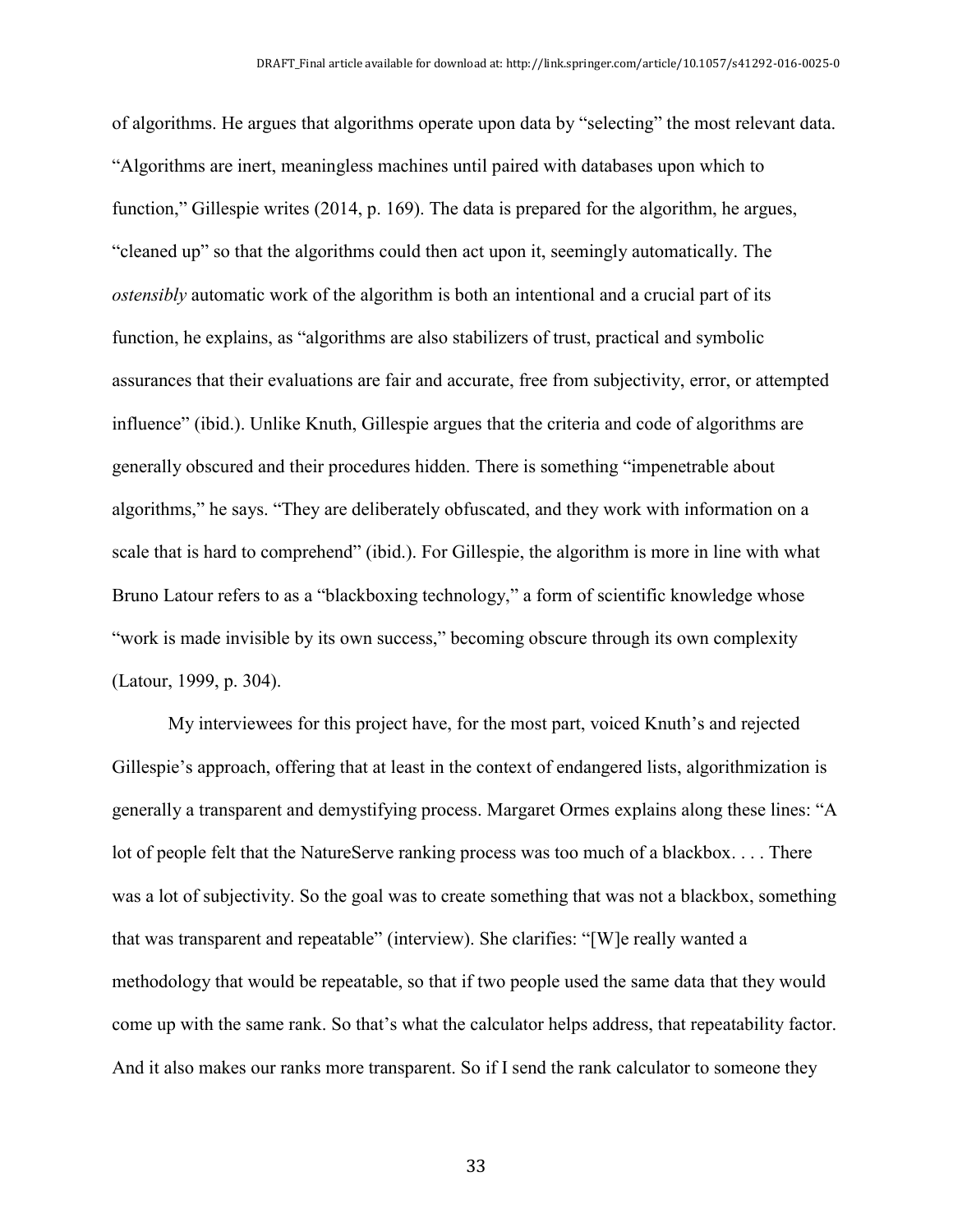of algorithms. He argues that algorithms operate upon data by "selecting" the most relevant data. "Algorithms are inert, meaningless machines until paired with databases upon which to function," Gillespie writes (2014, p. 169). The data is prepared for the algorithm, he argues, "cleaned up" so that the algorithms could then act upon it, seemingly automatically. The *ostensibly* automatic work of the algorithm is both an intentional and a crucial part of its function, he explains, as "algorithms are also stabilizers of trust, practical and symbolic assurances that their evaluations are fair and accurate, free from subjectivity, error, or attempted influence" (ibid.). Unlike Knuth, Gillespie argues that the criteria and code of algorithms are generally obscured and their procedures hidden. There is something "impenetrable about algorithms," he says. "They are deliberately obfuscated, and they work with information on a scale that is hard to comprehend" (ibid.). For Gillespie, the algorithm is more in line with what Bruno Latour refers to as a "blackboxing technology," a form of scientific knowledge whose "work is made invisible by its own success," becoming obscure through its own complexity (Latour, 1999, p. 304).

My interviewees for this project have, for the most part, voiced Knuth's and rejected Gillespie's approach, offering that at least in the context of endangered lists, algorithmization is generally a transparent and demystifying process. Margaret Ormes explains along these lines: "A lot of people felt that the NatureServe ranking process was too much of a blackbox. . . . There was a lot of subjectivity. So the goal was to create something that was not a blackbox, something that was transparent and repeatable" (interview). She clarifies: "[W]e really wanted a methodology that would be repeatable, so that if two people used the same data that they would come up with the same rank. So that's what the calculator helps address, that repeatability factor. And it also makes our ranks more transparent. So if I send the rank calculator to someone they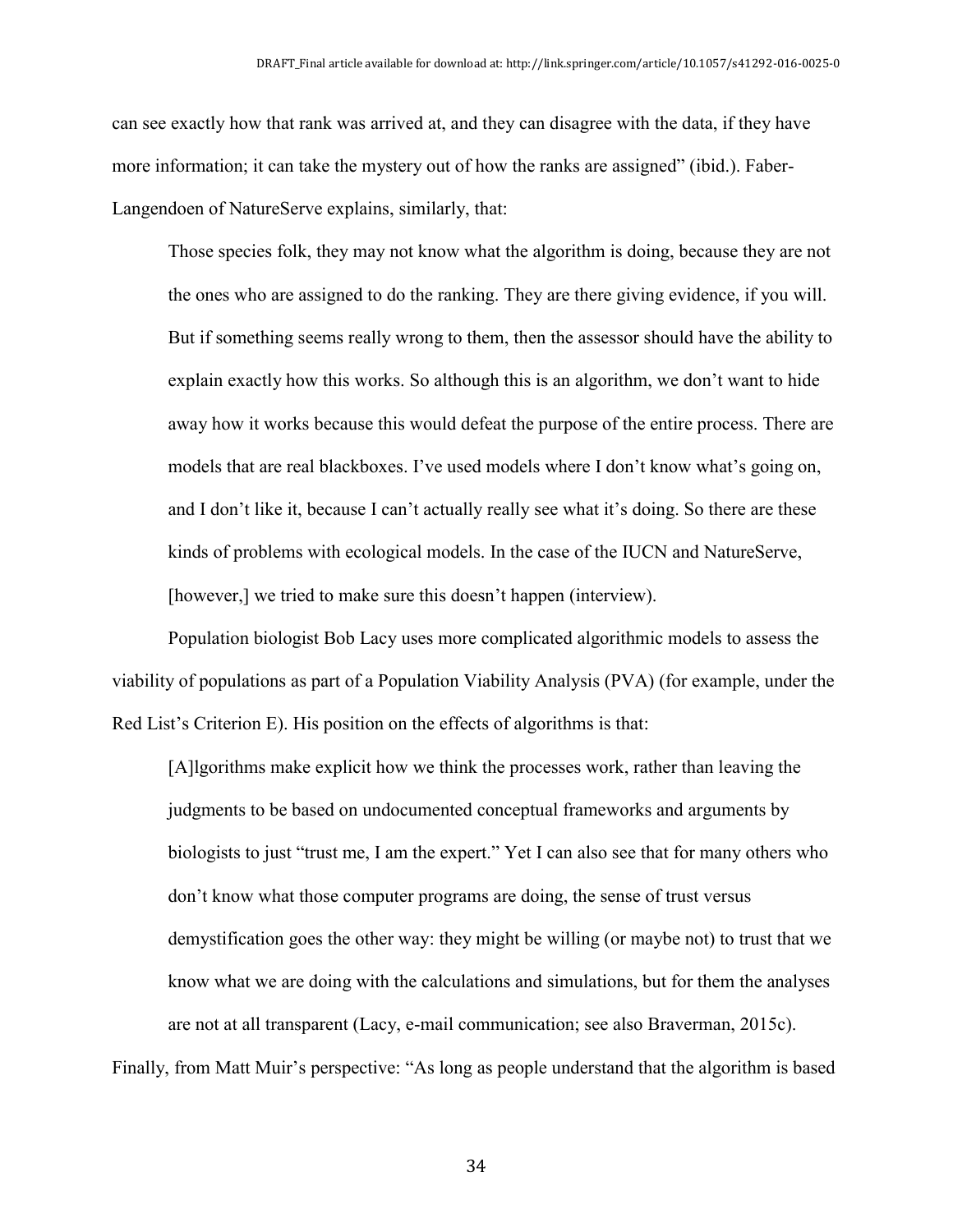can see exactly how that rank was arrived at, and they can disagree with the data, if they have more information; it can take the mystery out of how the ranks are assigned" (ibid.). Faber-Langendoen of NatureServe explains, similarly, that:

> Those species folk, they may not know what the algorithm is doing, because they are not the ones who are assigned to do the ranking. They are there giving evidence, if you will. But if something seems really wrong to them, then the assessor should have the ability to explain exactly how this works. So although this is an algorithm, we don't want to hide away how it works because this would defeat the purpose of the entire process. There are models that are real blackboxes. I've used models where I don't know what's going on, and I don't like it, because I can't actually really see what it's doing. So there are these kinds of problems with ecological models. In the case of the IUCN and NatureServe, [however,] we tried to make sure this doesn't happen (interview).

Population biologist Bob Lacy uses more complicated algorithmic models to assess the viability of populations as part of a Population Viability Analysis (PVA) (for example, under the Red List's Criterion E). His position on the effects of algorithms is that:

> [A]lgorithms make explicit how we think the processes work, rather than leaving the judgments to be based on undocumented conceptual frameworks and arguments by biologists to just "trust me, I am the expert." Yet I can also see that for many others who don't know what those computer programs are doing, the sense of trust versus demystification goes the other way: they might be willing (or maybe not) to trust that we know what we are doing with the calculations and simulations, but for them the analyses are not at all transparent (Lacy, e-mail communication; see also Braverman, 2015c).

Finally, from Matt Muir's perspective: "As long as people understand that the algorithm is based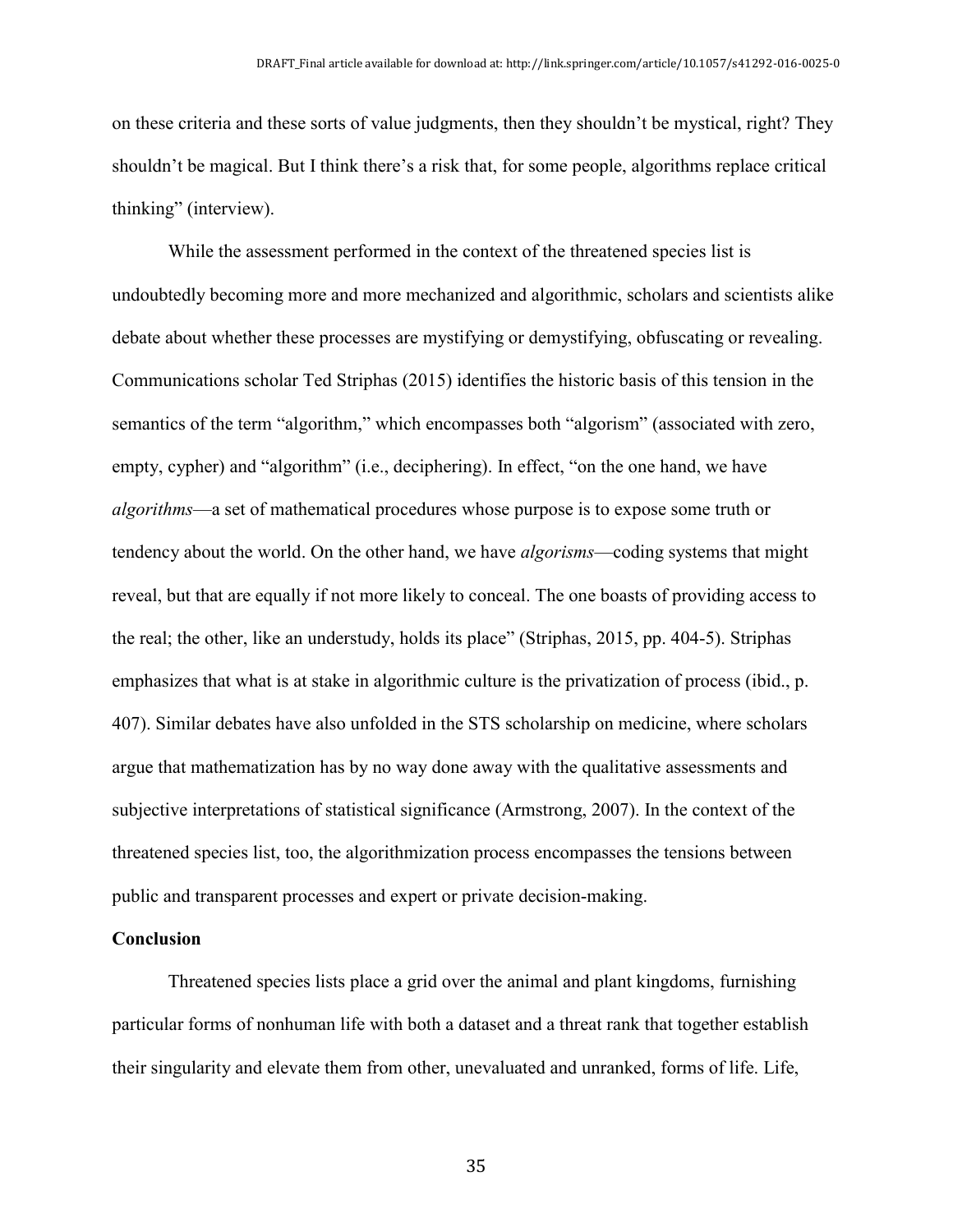on these criteria and these sorts of value judgments, then they shouldn't be mystical, right? They shouldn't be magical. But I think there's a risk that, for some people, algorithms replace critical thinking" (interview).

While the assessment performed in the context of the threatened species list is undoubtedly becoming more and more mechanized and algorithmic, scholars and scientists alike debate about whether these processes are mystifying or demystifying, obfuscating or revealing. Communications scholar Ted Striphas (2015) identifies the historic basis of this tension in the semantics of the term "algorithm," which encompasses both "algorism" (associated with zero, empty, cypher) and "algorithm" (i.e., deciphering). In effect, "on the one hand, we have *algorithms*—a set of mathematical procedures whose purpose is to expose some truth or tendency about the world. On the other hand, we have *algorisms*—coding systems that might reveal, but that are equally if not more likely to conceal. The one boasts of providing access to the real; the other, like an understudy, holds its place" (Striphas, 2015, pp. 404-5). Striphas emphasizes that what is at stake in algorithmic culture is the privatization of process (ibid., p. 407). Similar debates have also unfolded in the STS scholarship on medicine, where scholars argue that mathematization has by no way done away with the qualitative assessments and subjective interpretations of statistical significance (Armstrong, 2007). In the context of the threatened species list, too, the algorithmization process encompasses the tensions between public and transparent processes and expert or private decision-making.

## Conclusion

Threatened species lists place a grid over the animal and plant kingdoms, furnishing particular forms of nonhuman life with both a dataset and a threat rank that together establish their singularity and elevate them from other, unevaluated and unranked, forms of life. Life,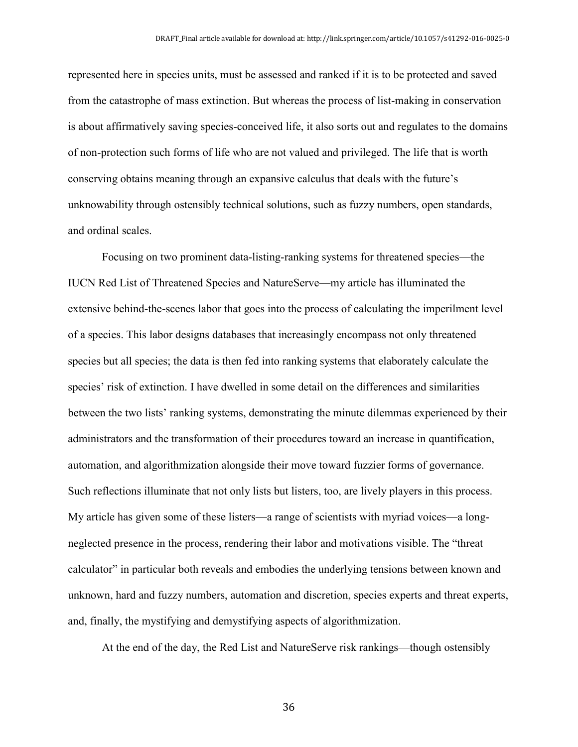represented here in species units, must be assessed and ranked if it is to be protected and saved from the catastrophe of mass extinction. But whereas the process of list-making in conservation is about affirmatively saving species-conceived life, it also sorts out and regulates to the domains of non-protection such forms of life who are not valued and privileged. The life that is worth conserving obtains meaning through an expansive calculus that deals with the future's unknowability through ostensibly technical solutions, such as fuzzy numbers, open standards, and ordinal scales.

Focusing on two prominent data-listing-ranking systems for threatened species—the IUCN Red List of Threatened Species and NatureServe—my article has illuminated the extensive behind-the-scenes labor that goes into the process of calculating the imperilment level of a species. This labor designs databases that increasingly encompass not only threatened species but all species; the data is then fed into ranking systems that elaborately calculate the species' risk of extinction. I have dwelled in some detail on the differences and similarities between the two lists' ranking systems, demonstrating the minute dilemmas experienced by their administrators and the transformation of their procedures toward an increase in quantification, automation, and algorithmization alongside their move toward fuzzier forms of governance. Such reflections illuminate that not only lists but listers, too, are lively players in this process. My article has given some of these listers—a range of scientists with myriad voices—a long-neglected presence in the process, rendering their labor and motivations visible. The "threat calculator" in particular both reveals and embodies the underlying tensions between known and unknown, hard and fuzzy numbers, automation and discretion, species experts and threat experts, and, finally, the mystifying and demystifying aspects of algorithmization.

At the end of the day, the Red List and NatureServe risk rankings—though ostensibly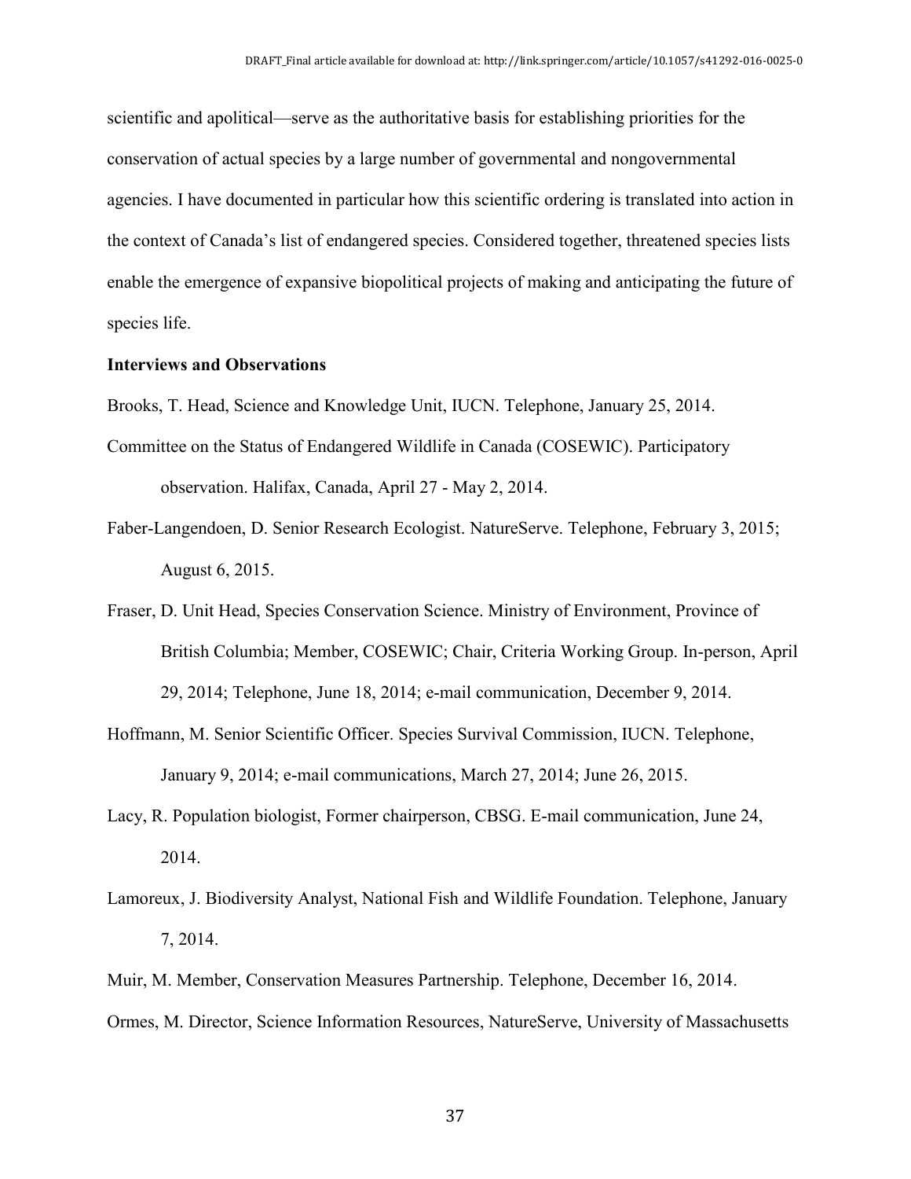scientific and apolitical—serve as the authoritative basis for establishing priorities for the conservation of actual species by a large number of governmental and nongovernmental agencies. I have documented in particular how this scientific ordering is translated into action in the context of Canada's list of endangered species. Considered together, threatened species lists enable the emergence of expansive biopolitical projects of making and anticipating the future of species life.

**Interviews and Observations**

Brooks, T. Head, Science and Knowledge Unit, IUCN. Telephone, January 25, 2014.

Committee on the Status of Endangered Wildlife in Canada (COSEWIC). Participatory observation. Halifax, Canada, April 27 - May 2, 2014.

Faber-Langendoen, D. Senior Research Ecologist. NatureServe. Telephone, February 3, 2015; August 6, 2015.

Fraser, D. Unit Head, Species Conservation Science. Ministry of Environment, Province of British Columbia; Member, COSEWIC; Chair, Criteria Working Group. In-person, April 29, 2014; Telephone, June 18, 2014; e-mail communication, December 9, 2014.

Hoffmann, M. Senior Scientific Officer. Species Survival Commission, IUCN. Telephone, January 9, 2014; e-mail communications, March 27, 2014; June 26, 2015.

Lacy, R. Population biologist, Former chairperson, CBSG. E-mail communication, June 24, 2014.

Lamoreux, J. Biodiversity Analyst, National Fish and Wildlife Foundation. Telephone, January 7, 2014.

Muir, M. Member, Conservation Measures Partnership. Telephone, December 16, 2014.

Ormes, M. Director, Science Information Resources, NatureServe, University of Massachusetts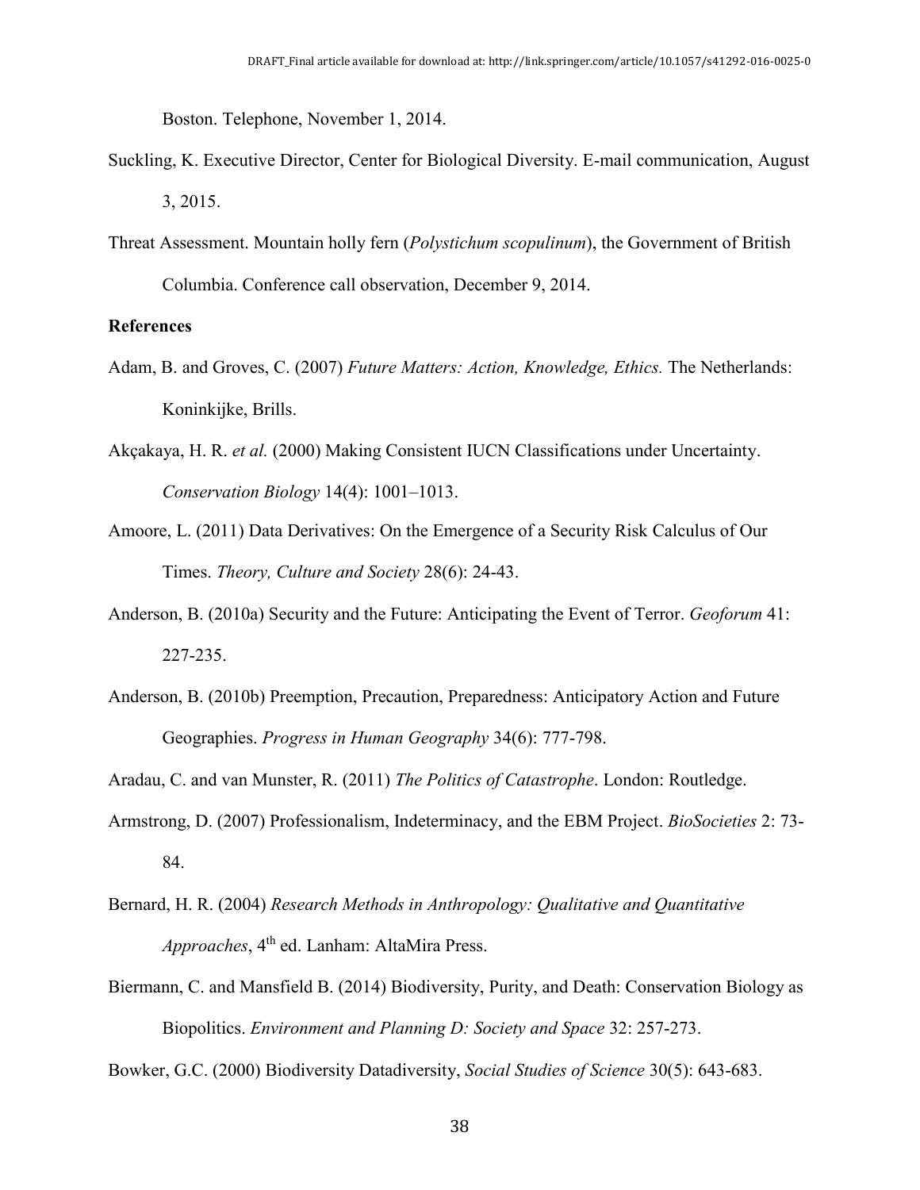Boston. Telephone, November 1, 2014.

Suckling, K. Executive Director, Center for Biological Diversity. E-mail communication, August 3, 2015.

Threat Assessment. Mountain holly fern (*Polystichum scopulinum*), the Government of British Columbia. Conference call observation, December 9, 2014.

**References**

Adam, B. and Groves, C. (2007) *Future Matters: Action, Knowledge, Ethics.* The Netherlands: Koninkijke, Brills.

Akçakaya, H. R. *et al.* (2000) Making Consistent IUCN Classifications under Uncertainty. *Conservation Biology* 14(4): 1001–1013.

Amoore, L. (2011) Data Derivatives: On the Emergence of a Security Risk Calculus of Our Times. *Theory, Culture and Society* 28(6): 24-43.

Anderson, B. (2010a) Security and the Future: Anticipating the Event of Terror. *Geoforum* 41: 227-235.

Anderson, B. (2010b) Preemption, Precaution, Preparedness: Anticipatory Action and Future Geographies. *Progress in Human Geography* 34(6): 777-798.

Aradau, C. and van Munster, R. (2011) *The Politics of Catastrophe*. London: Routledge.

Armstrong, D. (2007) Professionalism, Indeterminacy, and the EBM Project. *BioSocieties* 2: 73-84.

Bernard, H. R. (2004) *Research Methods in Anthropology: Qualitative and Quantitative Approaches*, 4th ed. Lanham: AltaMira Press.

Biermann, C. and Mansfield B. (2014) Biodiversity, Purity, and Death: Conservation Biology as Biopolitics. *Environment and Planning D: Society and Space* 32: 257-273.

Bowker, G.C. (2000) Biodiversity Datadiversity, *Social Studies of Science* 30(5): 643-683.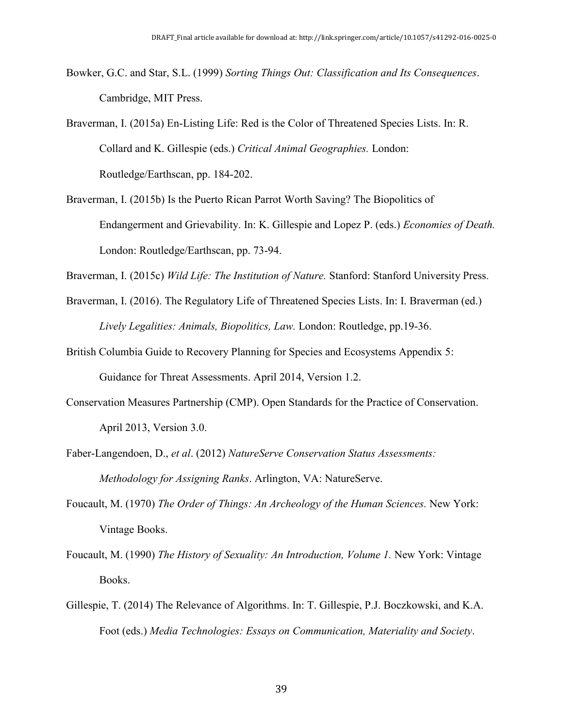Bowker, G.C. and Star, S.L. (1999) *Sorting Things Out: Classification and Its Consequences*. Cambridge, MIT Press.

Braverman, I. (2015a) En-Listing Life: Red is the Color of Threatened Species Lists. In: R. Collard and K. Gillespie (eds.) *Critical Animal Geographies.* London: Routledge/Earthscan, pp. 184-202.

Braverman, I. (2015b) Is the Puerto Rican Parrot Worth Saving? The Biopolitics of Endangerment and Grievability. In: K. Gillespie and Lopez P. (eds.) *Economies of Death.* London: Routledge/Earthscan, pp. 73-94.

Braverman, I. (2015c) *Wild Life: The Institution of Nature.* Stanford: Stanford University Press.

Braverman, I. (2016). The Regulatory Life of Threatened Species Lists. In: I. Braverman (ed.) *Lively Legalities: Animals, Biopolitics, Law.* London: Routledge, pp.19-36.

British Columbia Guide to Recovery Planning for Species and Ecosystems Appendix 5: Guidance for Threat Assessments. April 2014, Version 1.2.

Conservation Measures Partnership (CMP). Open Standards for the Practice of Conservation. April 2013, Version 3.0.

Faber-Langendoen, D., *et al*. (2012) *NatureServe Conservation Status Assessments: Methodology for Assigning Ranks*. Arlington, VA: NatureServe.

Foucault, M. (1970) *The Order of Things: An Archeology of the Human Sciences.* New York: Vintage Books.

Foucault, M. (1990) *The History of Sexuality: An Introduction, Volume 1*. New York: Vintage Books.

Gillespie, T. (2014) The Relevance of Algorithms. In: T. Gillespie, P.J. Boczkowski, and K.A. Foot (eds.) *Media Technologies: Essays on Communication, Materiality and Society*.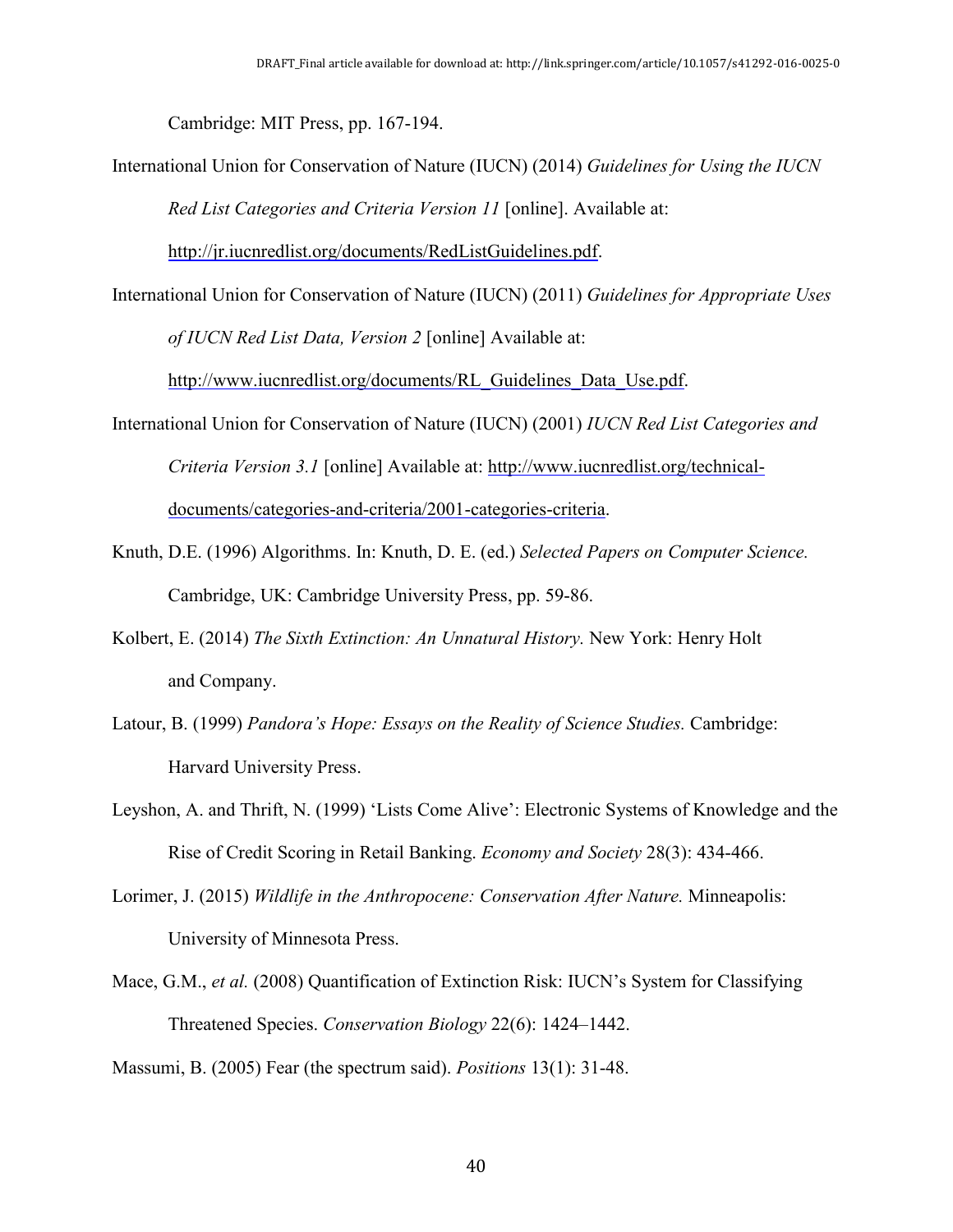Cambridge: MIT Press, pp. 167-194.

International Union for Conservation of Nature (IUCN) (2014) *Guidelines for Using the IUCN Red List Categories and Criteria Version 11* [online]. Available at: http://jr.iucnredlist.org/documents/RedListGuidelines.pdf.

International Union for Conservation of Nature (IUCN) (2011) *Guidelines for Appropriate Uses of IUCN Red List Data, Version 2* [online] Available at: http://www.iucnredlist.org/documents/RL_Guidelines_Data_Use.pdf.

International Union for Conservation of Nature (IUCN) (2001) *IUCN Red List Categories and Criteria Version 3.1* [online] Available at: http://www.iucnredlist.org/technical-documents/categories-and-criteria/2001-categories-criteria.

Knuth, D.E. (1996) Algorithms. In: Knuth, D. E. (ed.) *Selected Papers on Computer Science.* Cambridge, UK: Cambridge University Press, pp. 59-86.

Kolbert, E. (2014) *The Sixth Extinction: An Unnatural History.* New York: Henry Holt and Company.

Latour, B. (1999) *Pandora's Hope: Essays on the Reality of Science Studies.* Cambridge: Harvard University Press.

Leyshon, A. and Thrift, N. (1999) 'Lists Come Alive': Electronic Systems of Knowledge and the Rise of Credit Scoring in Retail Banking. *Economy and Society* 28(3): 434-466.

Lorimer, J. (2015) *Wildlife in the Anthropocene: Conservation After Nature.* Minneapolis: University of Minnesota Press.

Mace, G.M., *et al.* (2008) Quantification of Extinction Risk: IUCN's System for Classifying Threatened Species. *Conservation Biology* 22(6): 1424–1442.

Massumi, B. (2005) Fear (the spectrum said). *Positions* 13(1): 31-48.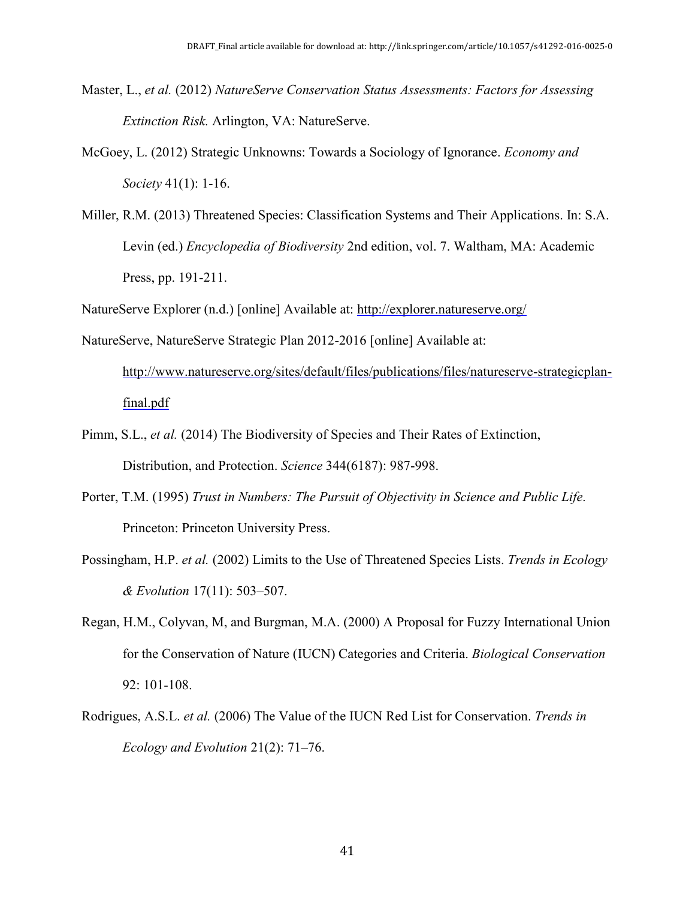Master, L., *et al.* (2012) *NatureServe Conservation Status Assessments: Factors for Assessing Extinction Risk.* Arlington, VA: NatureServe.

McGoey, L. (2012) Strategic Unknowns: Towards a Sociology of Ignorance. *Economy and Society* 41(1): 1-16.

Miller, R.M. (2013) Threatened Species: Classification Systems and Their Applications. In: S.A. Levin (ed.) *Encyclopedia of Biodiversity* 2nd edition, vol. 7. Waltham, MA: Academic Press, pp. 191-211.

NatureServe Explorer (n.d.) [online] Available at: http://explorer.natureserve.org/

NatureServe, NatureServe Strategic Plan 2012-2016 [online] Available at: http://www.natureserve.org/sites/default/files/publications/files/natureserve-strategicplan-final.pdf

Pimm, S.L., *et al.* (2014) The Biodiversity of Species and Their Rates of Extinction, Distribution, and Protection. *Science* 344(6187): 987-998.

Porter, T.M. (1995) *Trust in Numbers: The Pursuit of Objectivity in Science and Public Life.* Princeton: Princeton University Press.

Possingham, H.P. *et al.* (2002) Limits to the Use of Threatened Species Lists. *Trends in Ecology & Evolution* 17(11): 503–507.

Regan, H.M., Colyvan, M, and Burgman, M.A. (2000) A Proposal for Fuzzy International Union for the Conservation of Nature (IUCN) Categories and Criteria. *Biological Conservation* 92: 101-108.

Rodrigues, A.S.L. *et al.* (2006) The Value of the IUCN Red List for Conservation. *Trends in Ecology and Evolution* 21(2): 71–76.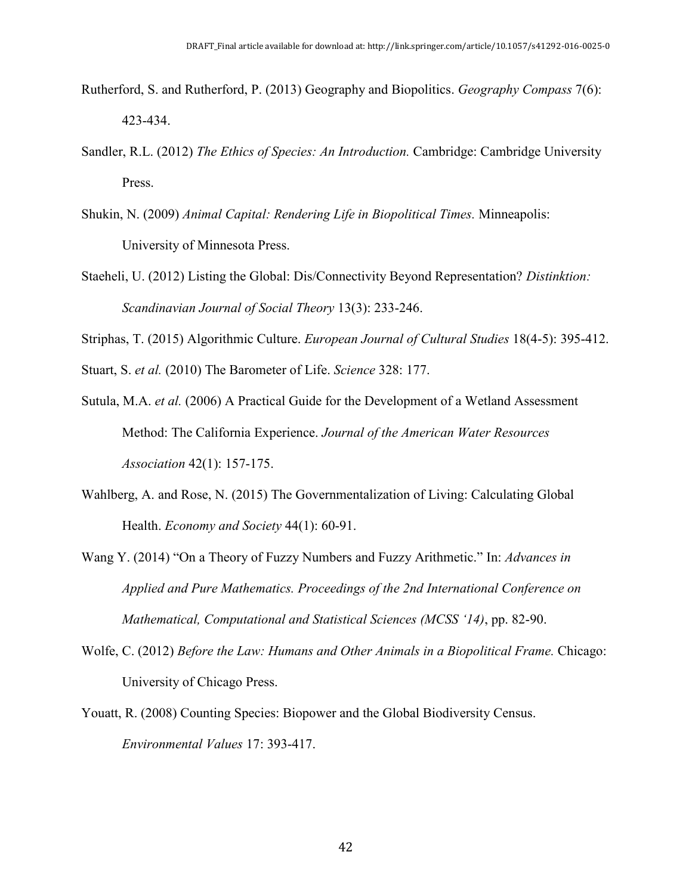Rutherford, S. and Rutherford, P. (2013) Geography and Biopolitics. *Geography Compass* 7(6): 423-434.

Sandler, R.L. (2012) *The Ethics of Species: An Introduction.* Cambridge: Cambridge University Press.

Shukin, N. (2009) *Animal Capital: Rendering Life in Biopolitical Times.* Minneapolis: University of Minnesota Press.

Staeheli, U. (2012) Listing the Global: Dis/Connectivity Beyond Representation? *Distinktion: Scandinavian Journal of Social Theory* 13(3): 233-246.

Striphas, T. (2015) Algorithmic Culture. *European Journal of Cultural Studies* 18(4-5): 395-412.

Stuart, S. *et al.* (2010) The Barometer of Life. *Science* 328: 177.

Sutula, M.A. *et al.* (2006) A Practical Guide for the Development of a Wetland Assessment Method: The California Experience. *Journal of the American Water Resources Association* 42(1): 157-175.

Wahlberg, A. and Rose, N. (2015) The Governmentalization of Living: Calculating Global Health. *Economy and Society* 44(1): 60-91.

Wang Y. (2014) "On a Theory of Fuzzy Numbers and Fuzzy Arithmetic." In: *Advances in Applied and Pure Mathematics. Proceedings of the 2nd International Conference on Mathematical, Computational and Statistical Sciences (MCSS '14)*, pp. 82-90.

Wolfe, C. (2012) *Before the Law: Humans and Other Animals in a Biopolitical Frame.* Chicago: University of Chicago Press.

Youatt, R. (2008) Counting Species: Biopower and the Global Biodiversity Census. *Environmental Values* 17: 393-417.